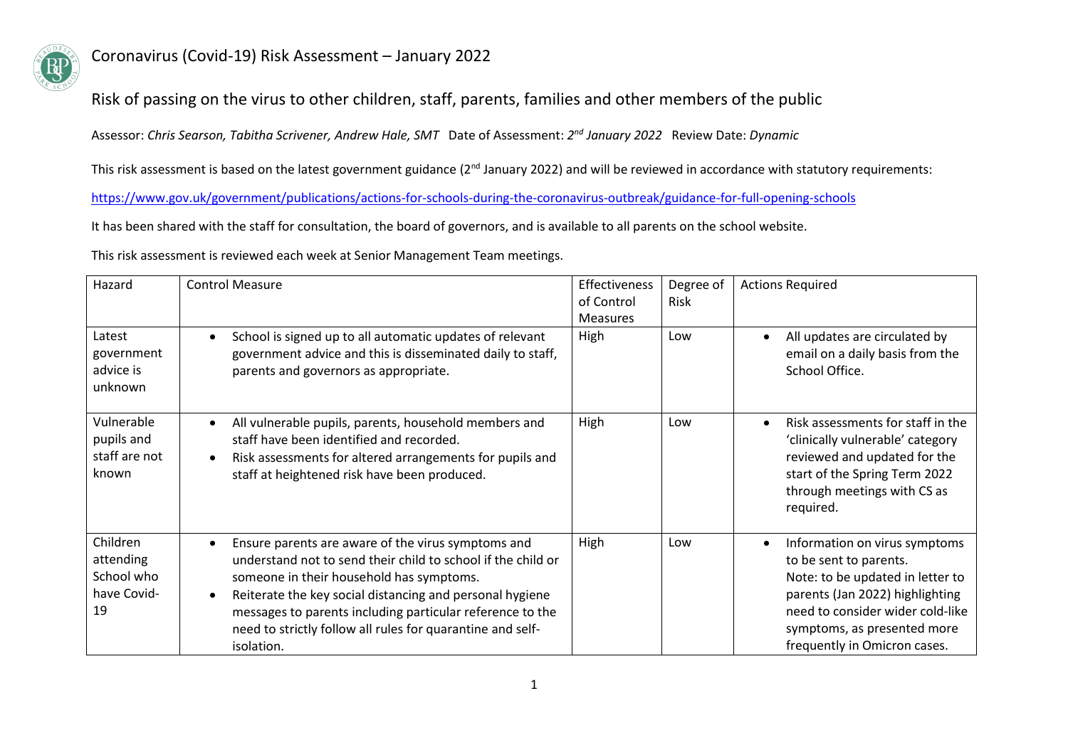# Coronavirus (Covid-19) Risk Assessment – January 2022

## Risk of passing on the virus to other children, staff, parents, families and other members of the public

Assessor: *Chris Searson, Tabitha Scrivener, Andrew Hale, SMT* Date of Assessment: *2nd January 2022* Review Date: *Dynamic*

This risk assessment is based on the latest government guidance (2nd January 2022) and will be reviewed in accordance with statutory requirements:

https://www.gov.uk/government/publications/actions-for-schools-during-the-coronavirus-outbreak/guidance-for-full-opening-schools

It has been shared with the staff for consultation, the board of governors, and is available to all parents on the school website.

This risk assessment is reviewed each week at Senior Management Team meetings.

| Hazard | Control Measure | Effectiveness of Control Measures | Degree of Risk | Actions Required |
|---|---|---|---|---|
| Latest government advice is unknown | • School is signed up to all automatic updates of relevant government advice and this is disseminated daily to staff, parents and governors as appropriate. | High | Low | • All updates are circulated by email on a daily basis from the School Office. |
| Vulnerable pupils and staff are not known | • All vulnerable pupils, parents, household members and staff have been identified and recorded.<br>• Risk assessments for altered arrangements for pupils and staff at heightened risk have been produced. | High | Low | • Risk assessments for staff in the 'clinically vulnerable' category reviewed and updated for the start of the Spring Term 2022 through meetings with CS as required. |
| Children attending School who have Covid-19 | • Ensure parents are aware of the virus symptoms and understand not to send their child to school if the child or someone in their household has symptoms.<br>• Reiterate the key social distancing and personal hygiene messages to parents including particular reference to the need to strictly follow all rules for quarantine and self-isolation. | High | Low | • Information on virus symptoms to be sent to parents.<br>Note: to be updated in letter to parents (Jan 2022) highlighting need to consider wider cold-like symptoms, as presented more frequently in Omicron cases. |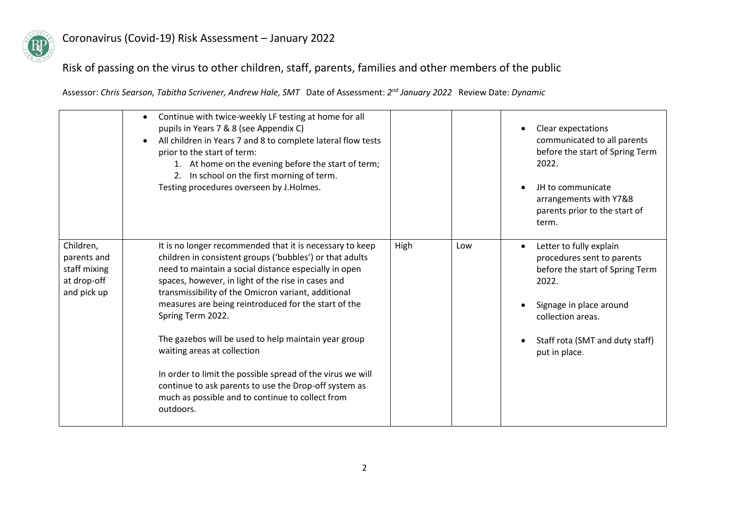# Coronavirus (Covid-19) Risk Assessment – January 2022

## Risk of passing on the virus to other children, staff, parents, families and other members of the public

Assessor: *Chris Searson, Tabitha Scrivener, Andrew Hale, SMT* Date of Assessment: *2nd January 2022* Review Date: *Dynamic*

| | | | | |
|---|---|---|---|---|
| | • Continue with twice-weekly LF testing at home for all pupils in Years 7 & 8 (see Appendix C)<br>• All children in Years 7 and 8 to complete lateral flow tests prior to the start of term:<br>1. At home on the evening before the start of term;<br>2. In school on the first morning of term.<br>Testing procedures overseen by J.Holmes. | | | • Clear expectations communicated to all parents before the start of Spring Term 2022.<br>• JH to communicate arrangements with Y7&8 parents prior to the start of term. |
| Children, parents and staff mixing at drop-off and pick up | It is no longer recommended that it is necessary to keep children in consistent groups ('bubbles') or that adults need to maintain a social distance especially in open spaces, however, in light of the rise in cases and transmissibility of the Omicron variant, additional measures are being reintroduced for the start of the Spring Term 2022.<br><br>The gazebos will be used to help maintain year group waiting areas at collection<br><br>In order to limit the possible spread of the virus we will continue to ask parents to use the Drop-off system as much as possible and to continue to collect from outdoors. | High | Low | • Letter to fully explain procedures sent to parents before the start of Spring Term 2022.<br>• Signage in place around collection areas.<br>• Staff rota (SMT and duty staff) put in place. |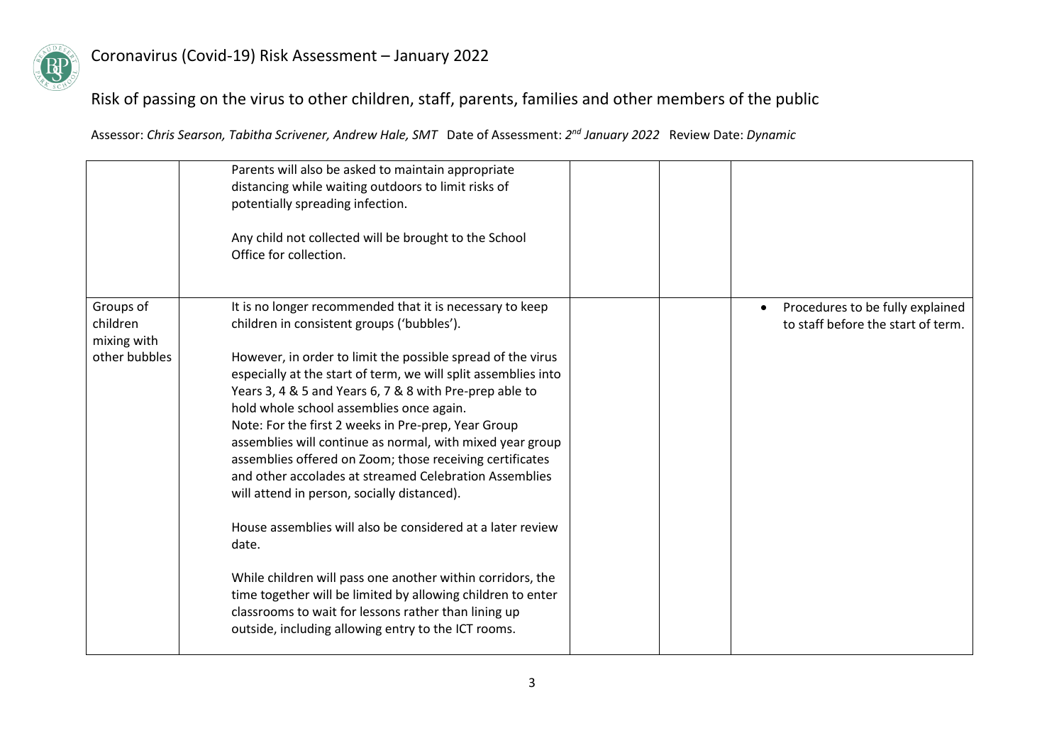# Coronavirus (Covid-19) Risk Assessment – January 2022

## Risk of passing on the virus to other children, staff, parents, families and other members of the public

Assessor: *Chris Searson, Tabitha Scrivener, Andrew Hale, SMT* Date of Assessment: *2nd January 2022* Review Date: *Dynamic*

| | | | | |
|---|---|---|---|---|
| | Parents will also be asked to maintain appropriate distancing while waiting outdoors to limit risks of potentially spreading infection.<br><br>Any child not collected will be brought to the School Office for collection. | | | |
| Groups of children mixing with other bubbles | It is no longer recommended that it is necessary to keep children in consistent groups ('bubbles').<br><br>However, in order to limit the possible spread of the virus especially at the start of term, we will split assemblies into Years 3, 4 & 5 and Years 6, 7 & 8 with Pre-prep able to hold whole school assemblies once again.<br>Note: For the first 2 weeks in Pre-prep, Year Group assemblies will continue as normal, with mixed year group assemblies offered on Zoom; those receiving certificates and other accolades at streamed Celebration Assemblies will attend in person, socially distanced).<br><br>House assemblies will also be considered at a later review date.<br><br>While children will pass one another within corridors, the time together will be limited by allowing children to enter classrooms to wait for lessons rather than lining up outside, including allowing entry to the ICT rooms. | | | • Procedures to be fully explained to staff before the start of term. |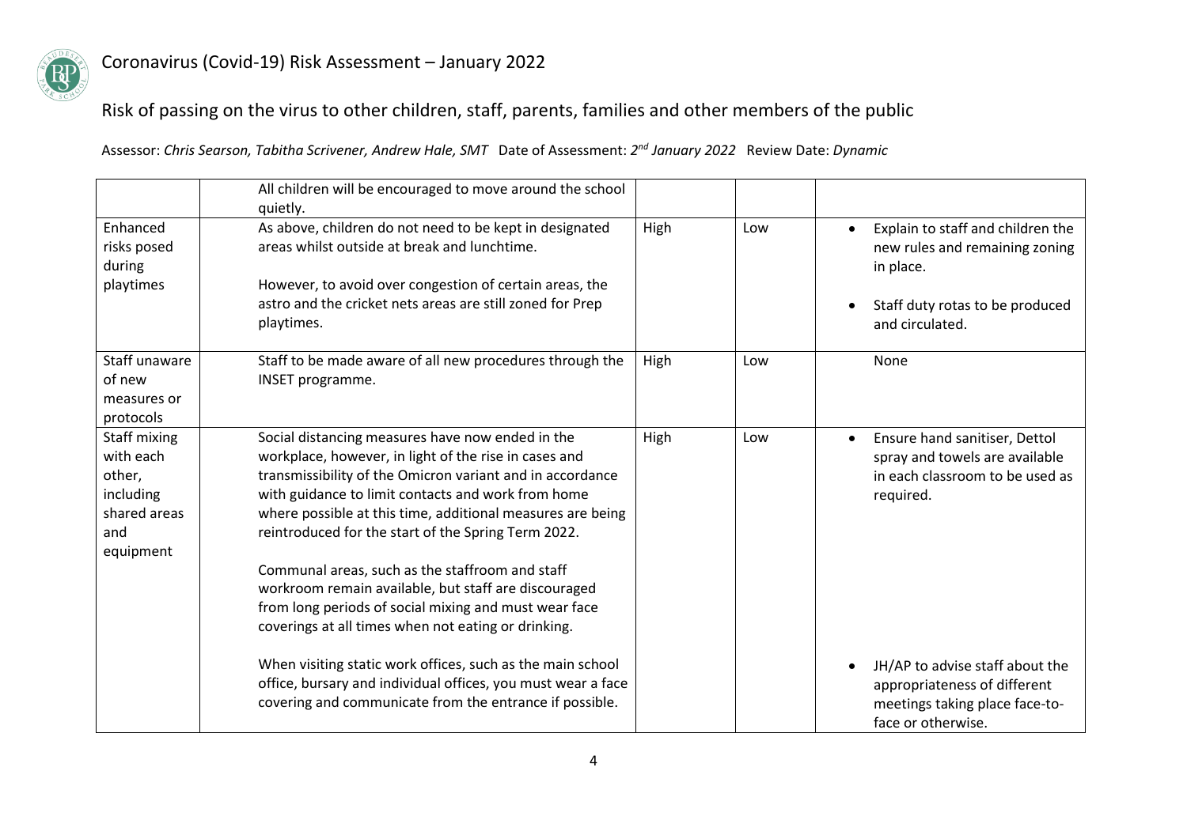# Coronavirus (Covid-19) Risk Assessment – January 2022

## Risk of passing on the virus to other children, staff, parents, families and other members of the public

Assessor: *Chris Searson, Tabitha Scrivener, Andrew Hale, SMT* Date of Assessment: *2nd January 2022* Review Date: *Dynamic*

| | | | | |
|---|---|---|---|---|
| | All children will be encouraged to move around the school quietly. | | | |
| Enhanced risks posed during playtimes | As above, children do not need to be kept in designated areas whilst outside at break and lunchtime.<br><br>However, to avoid over congestion of certain areas, the astro and the cricket nets areas are still zoned for Prep playtimes. | High | Low | • Explain to staff and children the new rules and remaining zoning in place.<br><br>• Staff duty rotas to be produced and circulated. |
| Staff unaware of new measures or protocols | Staff to be made aware of all new procedures through the INSET programme. | High | Low | None |
| Staff mixing with each other, including shared areas and equipment | Social distancing measures have now ended in the workplace, however, in light of the rise in cases and transmissibility of the Omicron variant and in accordance with guidance to limit contacts and work from home where possible at this time, additional measures are being reintroduced for the start of the Spring Term 2022.<br><br>Communal areas, such as the staffroom and staff workroom remain available, but staff are discouraged from long periods of social mixing and must wear face coverings at all times when not eating or drinking.<br><br>When visiting static work offices, such as the main school office, bursary and individual offices, you must wear a face covering and communicate from the entrance if possible. | High | Low | • Ensure hand sanitiser, Dettol spray and towels are available in each classroom to be used as required.<br><br>• JH/AP to advise staff about the appropriateness of different meetings taking place face-to-face or otherwise. |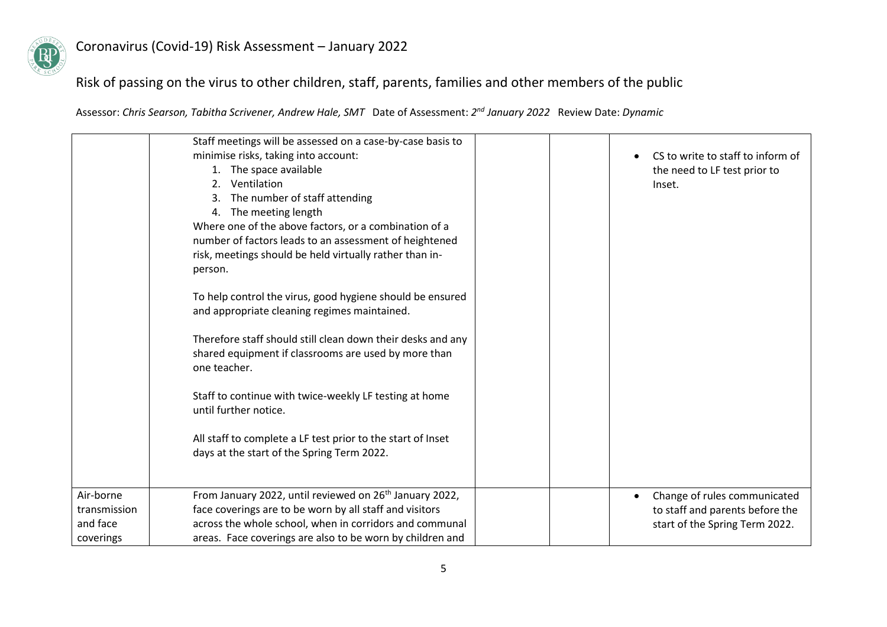| | | | | |
|---|---|---|---|---|
| | Staff meetings will be assessed on a case-by-case basis to minimise risks, taking into account:<br>1. The space available<br>2. Ventilation<br>3. The number of staff attending<br>4. The meeting length<br>Where one of the above factors, or a combination of a number of factors leads to an assessment of heightened risk, meetings should be held virtually rather than in-person.<br><br>To help control the virus, good hygiene should be ensured and appropriate cleaning regimes maintained.<br><br>Therefore staff should still clean down their desks and any shared equipment if classrooms are used by more than one teacher.<br><br>Staff to continue with twice-weekly LF testing at home until further notice.<br><br>All staff to complete a LF test prior to the start of Inset days at the start of the Spring Term 2022. | | | • CS to write to staff to inform of the need to LF test prior to Inset. |
| Air-borne transmission and face coverings | From January 2022, until reviewed on 26th January 2022, face coverings are to be worn by all staff and visitors across the whole school, when in corridors and communal areas. Face coverings are also to be worn by children and | | | • Change of rules communicated to staff and parents before the start of the Spring Term 2022. |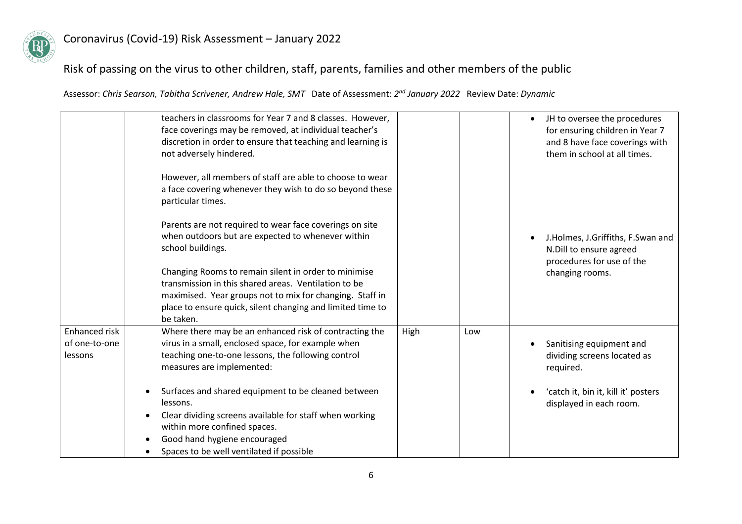# Coronavirus (Covid-19) Risk Assessment – January 2022

## Risk of passing on the virus to other children, staff, parents, families and other members of the public

Assessor: *Chris Searson, Tabitha Scrivener, Andrew Hale, SMT* Date of Assessment: *2nd January 2022* Review Date: *Dynamic*

| | | | | |
|---|---|---|---|---|
| | teachers in classrooms for Year 7 and 8 classes. However, face coverings may be removed, at individual teacher's discretion in order to ensure that teaching and learning is not adversely hindered.<br><br>However, all members of staff are able to choose to wear a face covering whenever they wish to do so beyond these particular times.<br><br>Parents are not required to wear face coverings on site when outdoors but are expected to whenever within school buildings.<br><br>Changing Rooms to remain silent in order to minimise transmission in this shared areas. Ventilation to be maximised. Year groups not to mix for changing. Staff in place to ensure quick, silent changing and limited time to be taken. | | | • JH to oversee the procedures for ensuring children in Year 7 and 8 have face coverings with them in school at all times.<br><br>• J.Holmes, J.Griffiths, F.Swan and N.Dill to ensure agreed procedures for use of the changing rooms. |
| Enhanced risk of one-to-one lessons | Where there may be an enhanced risk of contracting the virus in a small, enclosed space, for example when teaching one-to-one lessons, the following control measures are implemented:<br><br>• Surfaces and shared equipment to be cleaned between lessons.<br>• Clear dividing screens available for staff when working within more confined spaces.<br>• Good hand hygiene encouraged<br>• Spaces to be well ventilated if possible | High | Low | • Sanitising equipment and dividing screens located as required.<br><br>• 'catch it, bin it, kill it' posters displayed in each room. |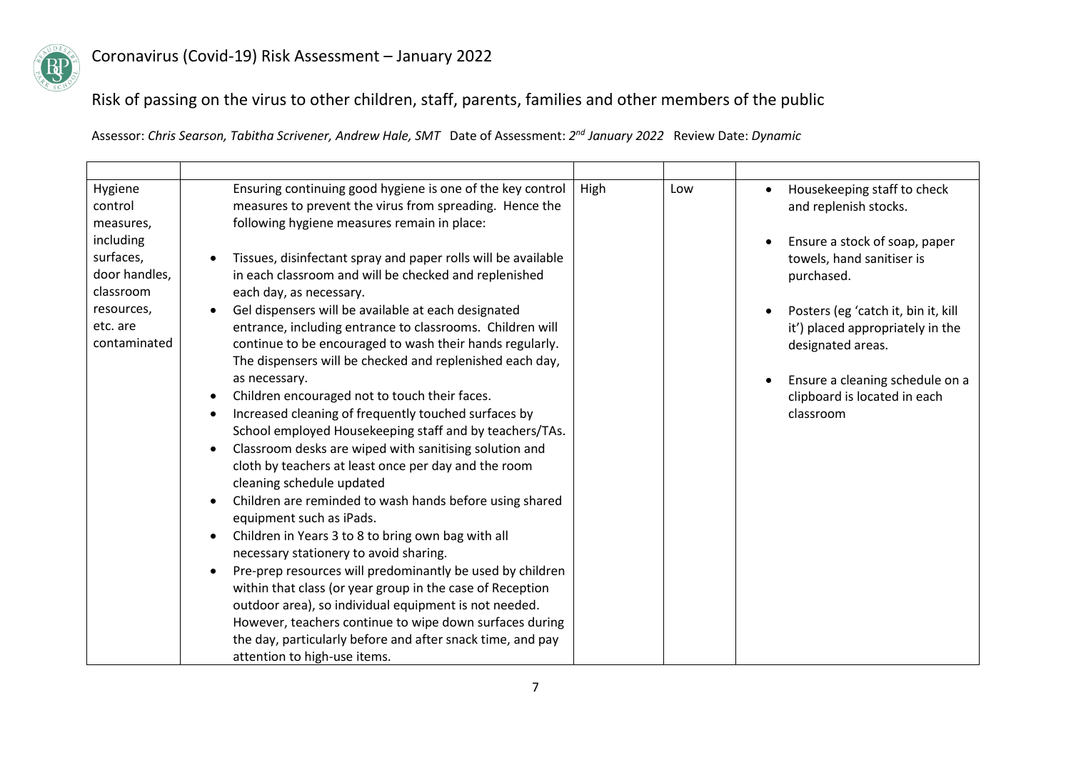Coronavirus (Covid-19) Risk Assessment – January 2022

## Risk of passing on the virus to other children, staff, parents, families and other members of the public

Assessor: *Chris Searson, Tabitha Scrivener, Andrew Hale, SMT* Date of Assessment: *2nd January 2022* Review Date: *Dynamic*

| | | | | |
|---|---|---|---|---|
| Hygiene control measures, including surfaces, door handles, classroom resources, etc. are contaminated | Ensuring continuing good hygiene is one of the key control measures to prevent the virus from spreading. Hence the following hygiene measures remain in place:<br><br>• Tissues, disinfectant spray and paper rolls will be available in each classroom and will be checked and replenished each day, as necessary.<br>• Gel dispensers will be available at each designated entrance, including entrance to classrooms. Children will continue to be encouraged to wash their hands regularly. The dispensers will be checked and replenished each day, as necessary.<br>• Children encouraged not to touch their faces.<br>• Increased cleaning of frequently touched surfaces by School employed Housekeeping staff and by teachers/TAs.<br>• Classroom desks are wiped with sanitising solution and cloth by teachers at least once per day and the room cleaning schedule updated<br>• Children are reminded to wash hands before using shared equipment such as iPads.<br>• Children in Years 3 to 8 to bring own bag with all necessary stationery to avoid sharing.<br>• Pre-prep resources will predominantly be used by children within that class (or year group in the case of Reception outdoor area), so individual equipment is not needed. However, teachers continue to wipe down surfaces during the day, particularly before and after snack time, and pay attention to high-use items. | High | Low | • Housekeeping staff to check and replenish stocks.<br><br>• Ensure a stock of soap, paper towels, hand sanitiser is purchased.<br><br>• Posters (eg 'catch it, bin it, kill it') placed appropriately in the designated areas.<br><br>• Ensure a cleaning schedule on a clipboard is located in each classroom |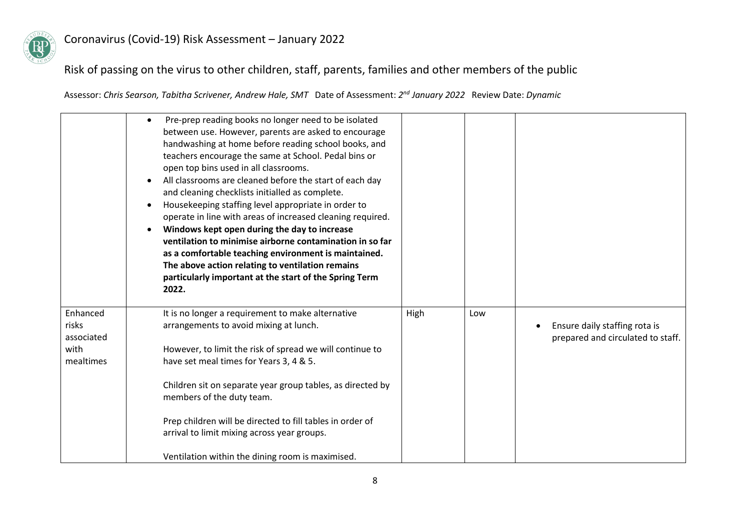# Coronavirus (Covid-19) Risk Assessment – January 2022

## Risk of passing on the virus to other children, staff, parents, families and other members of the public

Assessor: *Chris Searson, Tabitha Scrivener, Andrew Hale, SMT* Date of Assessment: *2nd January 2022* Review Date: *Dynamic*

| | | | | |
|---|---|---|---|---|
| | • Pre-prep reading books no longer need to be isolated between use. However, parents are asked to encourage handwashing at home before reading school books, and teachers encourage the same at School. Pedal bins or open top bins used in all classrooms.<br>• All classrooms are cleaned before the start of each day and cleaning checklists initialled as complete.<br>• Housekeeping staffing level appropriate in order to operate in line with areas of increased cleaning required.<br>• **Windows kept open during the day to increase ventilation to minimise airborne contamination in so far as a comfortable teaching environment is maintained. The above action relating to ventilation remains particularly important at the start of the Spring Term 2022.** | | | |
| Enhanced risks associated with mealtimes | It is no longer a requirement to make alternative arrangements to avoid mixing at lunch.<br><br>However, to limit the risk of spread we will continue to have set meal times for Years 3, 4 & 5.<br><br>Children sit on separate year group tables, as directed by members of the duty team.<br><br>Prep children will be directed to fill tables in order of arrival to limit mixing across year groups.<br><br>Ventilation within the dining room is maximised. | High | Low | • Ensure daily staffing rota is prepared and circulated to staff. |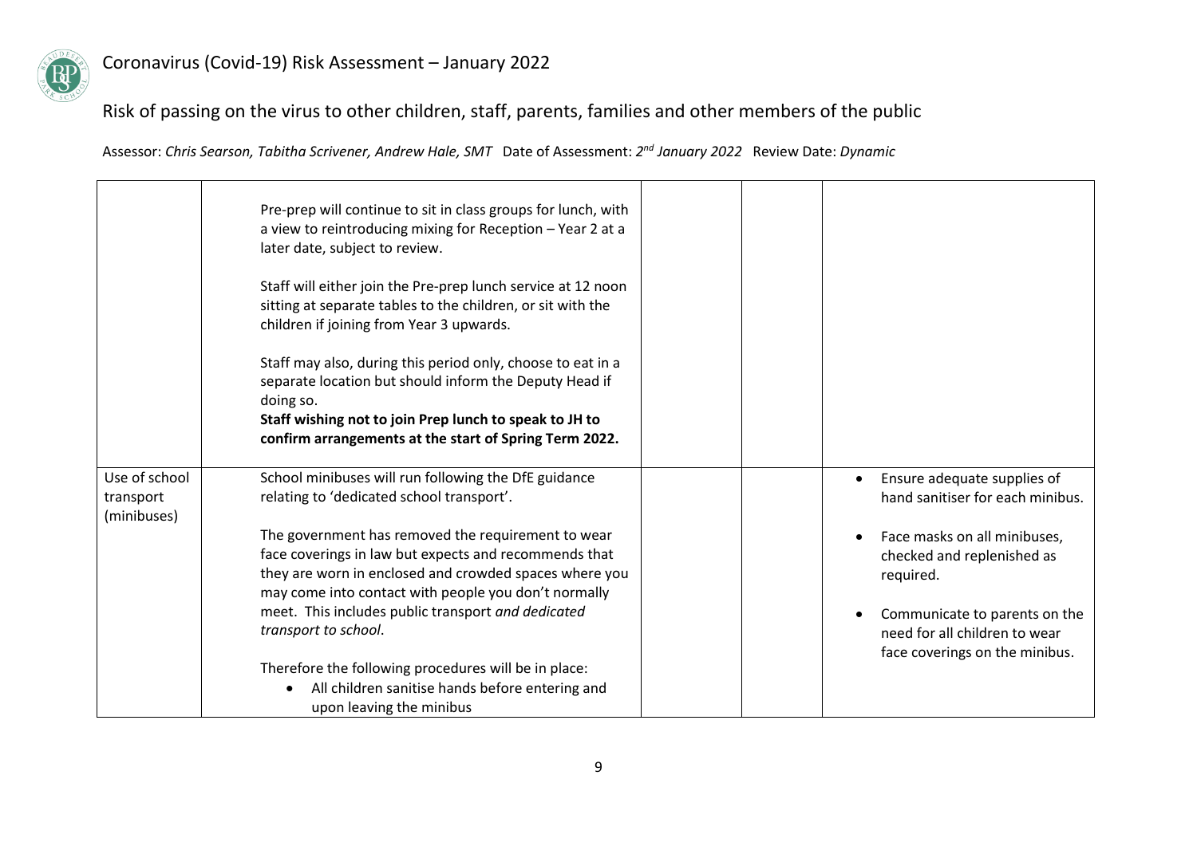# Coronavirus (Covid-19) Risk Assessment – January 2022

## Risk of passing on the virus to other children, staff, parents, families and other members of the public

Assessor: *Chris Searson, Tabitha Scrivener, Andrew Hale, SMT* Date of Assessment: *2nd January 2022* Review Date: *Dynamic*

| | | | | |
|---|---|---|---|---|
| | Pre-prep will continue to sit in class groups for lunch, with a view to reintroducing mixing for Reception – Year 2 at a later date, subject to review.<br><br>Staff will either join the Pre-prep lunch service at 12 noon sitting at separate tables to the children, or sit with the children if joining from Year 3 upwards.<br><br>Staff may also, during this period only, choose to eat in a separate location but should inform the Deputy Head if doing so.<br>**Staff wishing not to join Prep lunch to speak to JH to confirm arrangements at the start of Spring Term 2022.** | | | |
| Use of school transport (minibuses) | School minibuses will run following the DfE guidance relating to 'dedicated school transport'.<br><br>The government has removed the requirement to wear face coverings in law but expects and recommends that they are worn in enclosed and crowded spaces where you may come into contact with people you don't normally meet. This includes public transport *and dedicated transport to school*.<br><br>Therefore the following procedures will be in place:<br>• All children sanitise hands before entering and upon leaving the minibus | | | • Ensure adequate supplies of hand sanitiser for each minibus.<br><br>• Face masks on all minibuses, checked and replenished as required.<br><br>• Communicate to parents on the need for all children to wear face coverings on the minibus. |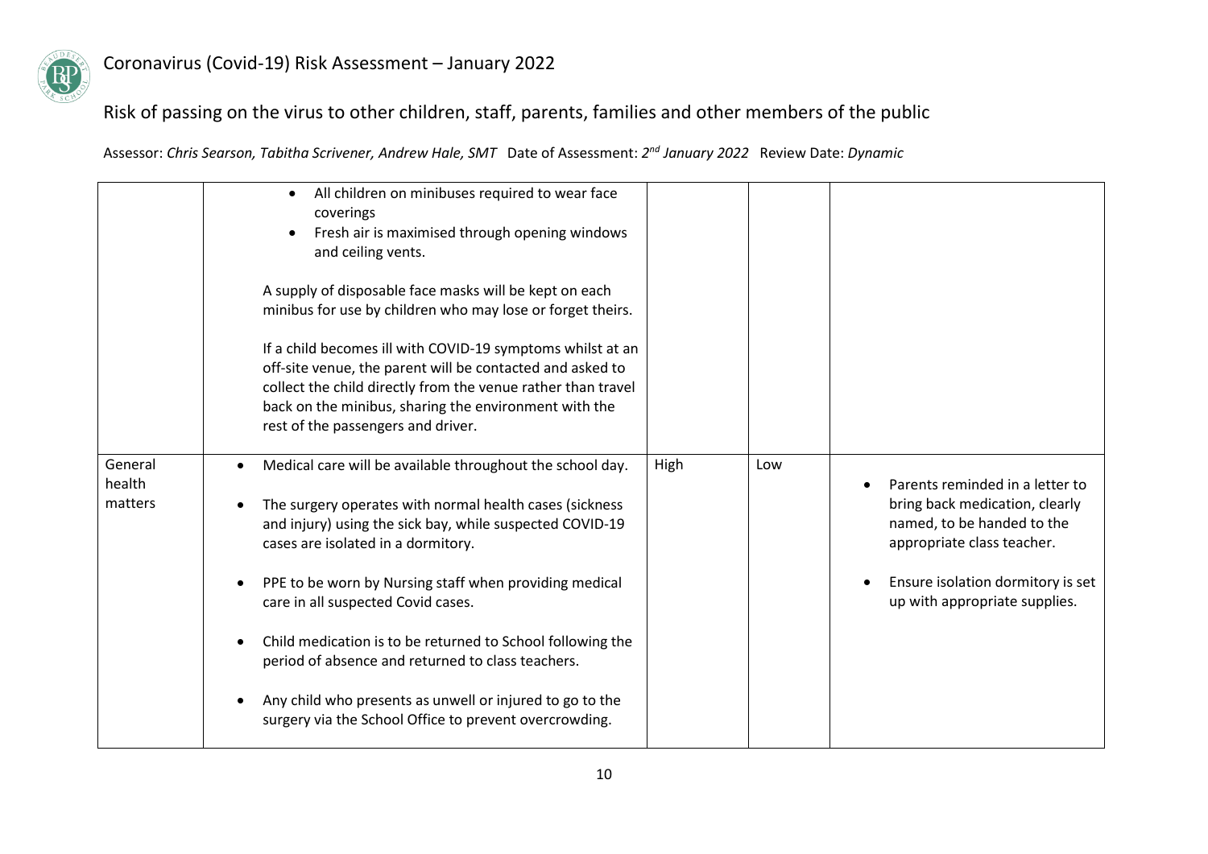# Coronavirus (Covid-19) Risk Assessment – January 2022

## Risk of passing on the virus to other children, staff, parents, families and other members of the public

Assessor: *Chris Searson, Tabitha Scrivener, Andrew Hale, SMT* Date of Assessment: *2nd January 2022* Review Date: *Dynamic*

| | | | | |
|---|---|---|---|---|
| | • All children on minibuses required to wear face coverings<br>• Fresh air is maximised through opening windows and ceiling vents.<br><br>A supply of disposable face masks will be kept on each minibus for use by children who may lose or forget theirs.<br><br>If a child becomes ill with COVID-19 symptoms whilst at an off-site venue, the parent will be contacted and asked to collect the child directly from the venue rather than travel back on the minibus, sharing the environment with the rest of the passengers and driver. | | | |
| General health matters | • Medical care will be available throughout the school day.<br>• The surgery operates with normal health cases (sickness and injury) using the sick bay, while suspected COVID-19 cases are isolated in a dormitory.<br>• PPE to be worn by Nursing staff when providing medical care in all suspected Covid cases.<br>• Child medication is to be returned to School following the period of absence and returned to class teachers.<br>• Any child who presents as unwell or injured to go to the surgery via the School Office to prevent overcrowding. | High | Low | • Parents reminded in a letter to bring back medication, clearly named, to be handed to the appropriate class teacher.<br>• Ensure isolation dormitory is set up with appropriate supplies. |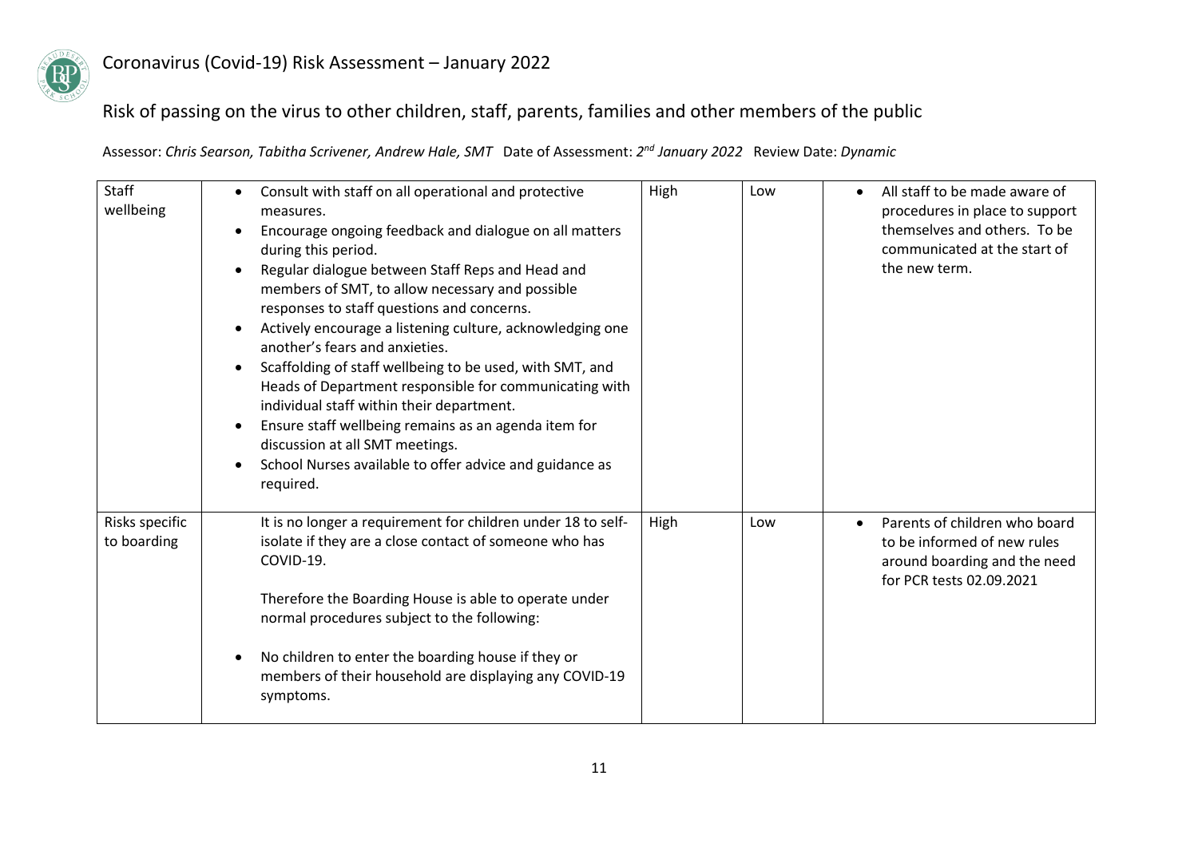Risk of passing on the virus to other children, staff, parents, families and other members of the public

Assessor: *Chris Searson, Tabitha Scrivener, Andrew Hale, SMT* Date of Assessment: *2nd January 2022* Review Date: *Dynamic*

| | | | | |
|---|---|---|---|---|
| Staff wellbeing | • Consult with staff on all operational and protective measures.<br>• Encourage ongoing feedback and dialogue on all matters during this period.<br>• Regular dialogue between Staff Reps and Head and members of SMT, to allow necessary and possible responses to staff questions and concerns.<br>• Actively encourage a listening culture, acknowledging one another's fears and anxieties.<br>• Scaffolding of staff wellbeing to be used, with SMT, and Heads of Department responsible for communicating with individual staff within their department.<br>• Ensure staff wellbeing remains as an agenda item for discussion at all SMT meetings.<br>• School Nurses available to offer advice and guidance as required. | High | Low | • All staff to be made aware of procedures in place to support themselves and others. To be communicated at the start of the new term. |
| Risks specific to boarding | It is no longer a requirement for children under 18 to self-isolate if they are a close contact of someone who has COVID-19.<br><br>Therefore the Boarding House is able to operate under normal procedures subject to the following:<br><br>• No children to enter the boarding house if they or members of their household are displaying any COVID-19 symptoms. | High | Low | • Parents of children who board to be informed of new rules around boarding and the need for PCR tests 02.09.2021 |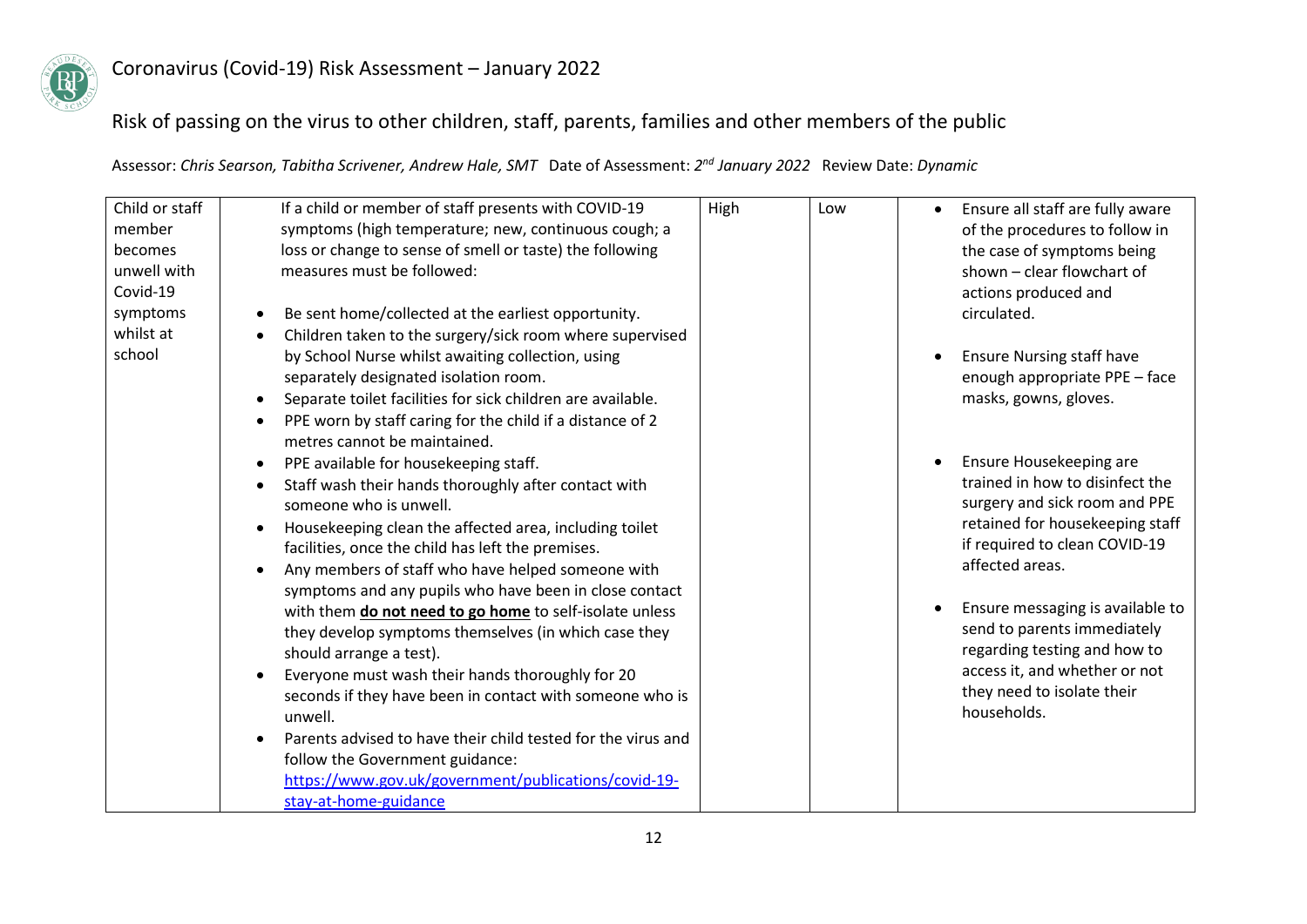## Coronavirus (Covid-19) Risk Assessment – January 2022

### Risk of passing on the virus to other children, staff, parents, families and other members of the public

Assessor: *Chris Searson, Tabitha Scrivener, Andrew Hale, SMT* Date of Assessment: *2nd January 2022* Review Date: *Dynamic*

| | | | | |
|---|---|---|---|---|
| Child or staff member becomes unwell with Covid-19 symptoms whilst at school | If a child or member of staff presents with COVID-19 symptoms (high temperature; new, continuous cough; a loss or change to sense of smell or taste) the following measures must be followed:<br><br>• Be sent home/collected at the earliest opportunity.<br>• Children taken to the surgery/sick room where supervised by School Nurse whilst awaiting collection, using separately designated isolation room.<br>• Separate toilet facilities for sick children are available.<br>• PPE worn by staff caring for the child if a distance of 2 metres cannot be maintained.<br>• PPE available for housekeeping staff.<br>• Staff wash their hands thoroughly after contact with someone who is unwell.<br>• Housekeeping clean the affected area, including toilet facilities, once the child has left the premises.<br>• Any members of staff who have helped someone with symptoms and any pupils who have been in close contact with them **<u>do not need to go home</u>** to self-isolate unless they develop symptoms themselves (in which case they should arrange a test).<br>• Everyone must wash their hands thoroughly for 20 seconds if they have been in contact with someone who is unwell.<br>• Parents advised to have their child tested for the virus and follow the Government guidance: [https://www.gov.uk/government/publications/covid-19-stay-at-home-guidance](https://www.gov.uk/government/publications/covid-19-stay-at-home-guidance) | High | Low | • Ensure all staff are fully aware of the procedures to follow in the case of symptoms being shown – clear flowchart of actions produced and circulated.<br><br>• Ensure Nursing staff have enough appropriate PPE – face masks, gowns, gloves.<br><br>• Ensure Housekeeping are trained in how to disinfect the surgery and sick room and PPE retained for housekeeping staff if required to clean COVID-19 affected areas.<br><br>• Ensure messaging is available to send to parents immediately regarding testing and how to access it, and whether or not they need to isolate their households. |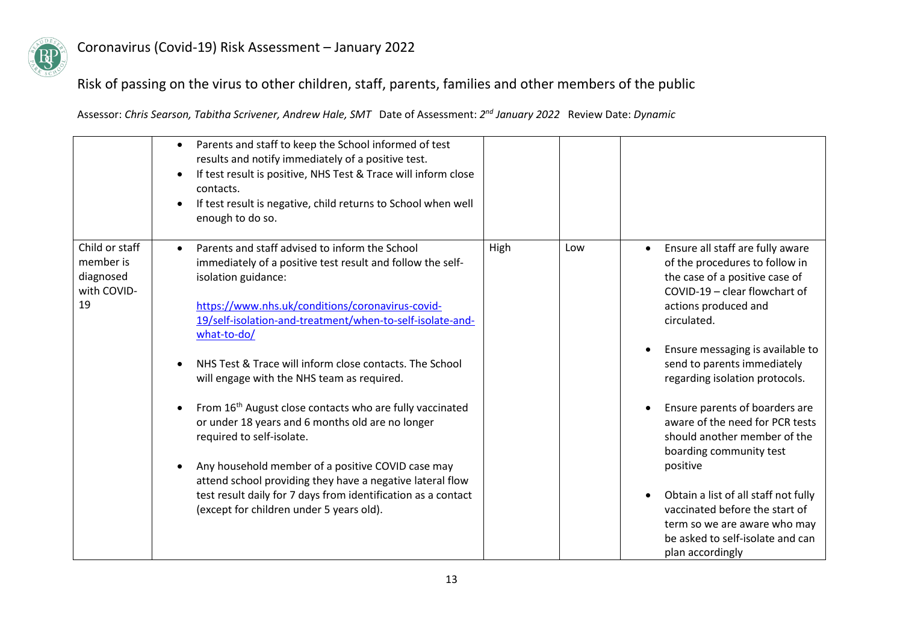# Coronavirus (Covid-19) Risk Assessment – January 2022

## Risk of passing on the virus to other children, staff, parents, families and other members of the public

Assessor: *Chris Searson, Tabitha Scrivener, Andrew Hale, SMT* Date of Assessment: *2nd January 2022* Review Date: *Dynamic*

| | | | | |
|---|---|---|---|---|
| | • Parents and staff to keep the School informed of test results and notify immediately of a positive test.<br>• If test result is positive, NHS Test & Trace will inform close contacts.<br>• If test result is negative, child returns to School when well enough to do so. | | | |
| Child or staff member is diagnosed with COVID-19 | • Parents and staff advised to inform the School immediately of a positive test result and follow the self-isolation guidance:<br><br>[https://www.nhs.uk/conditions/coronavirus-covid-19/self-isolation-and-treatment/when-to-self-isolate-and-what-to-do/](https://www.nhs.uk/conditions/coronavirus-covid-19/self-isolation-and-treatment/when-to-self-isolate-and-what-to-do/)<br><br>• NHS Test & Trace will inform close contacts. The School will engage with the NHS team as required.<br><br>• From 16th August close contacts who are fully vaccinated or under 18 years and 6 months old are no longer required to self-isolate.<br><br>• Any household member of a positive COVID case may attend school providing they have a negative lateral flow test result daily for 7 days from identification as a contact (except for children under 5 years old). | High | Low | • Ensure all staff are fully aware of the procedures to follow in the case of a positive case of COVID-19 – clear flowchart of actions produced and circulated.<br><br>• Ensure messaging is available to send to parents immediately regarding isolation protocols.<br><br>• Ensure parents of boarders are aware of the need for PCR tests should another member of the boarding community test positive<br><br>• Obtain a list of all staff not fully vaccinated before the start of term so we are aware who may be asked to self-isolate and can plan accordingly |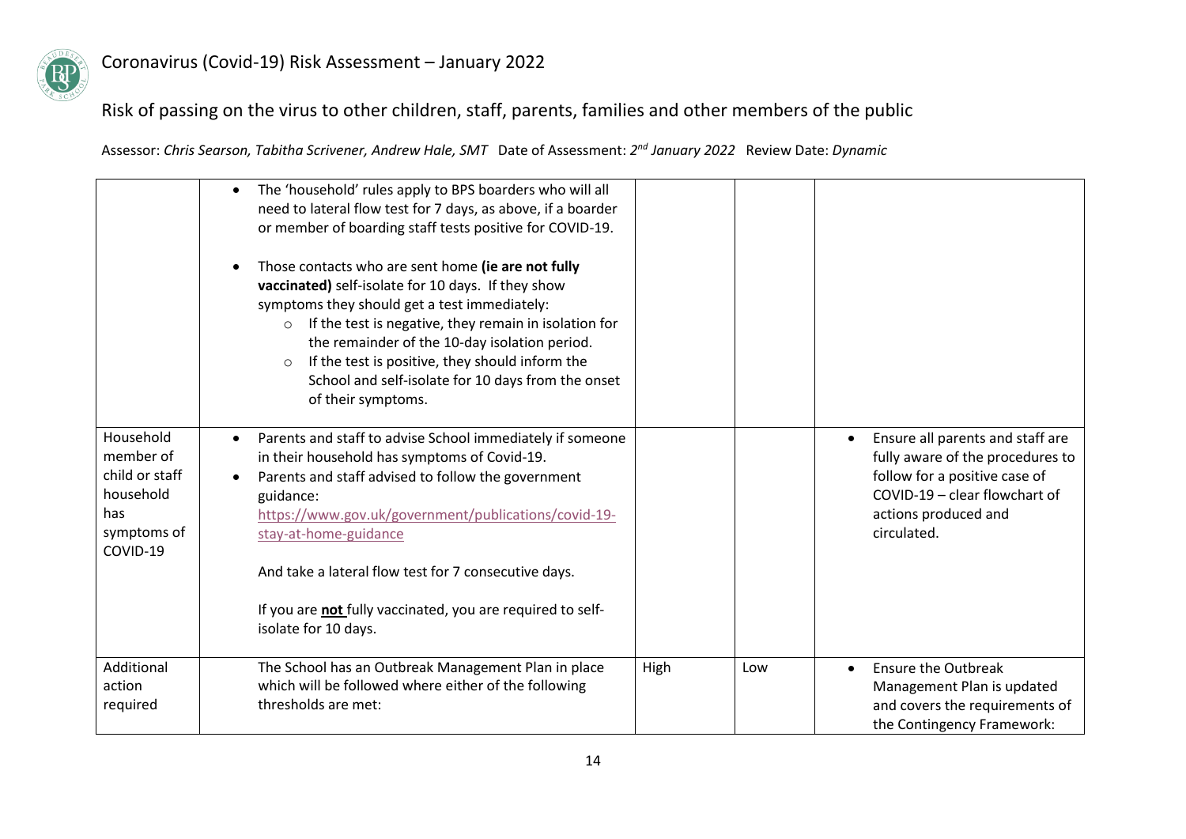# Coronavirus (Covid-19) Risk Assessment – January 2022

## Risk of passing on the virus to other children, staff, parents, families and other members of the public

Assessor: *Chris Searson, Tabitha Scrivener, Andrew Hale, SMT* Date of Assessment: *2nd January 2022* Review Date: *Dynamic*

| | | | | |
|---|---|---|---|---|
| | • The 'household' rules apply to BPS boarders who will all need to lateral flow test for 7 days, as above, if a boarder or member of boarding staff tests positive for COVID-19.<br><br>• Those contacts who are sent home **(ie are not fully vaccinated)** self-isolate for 10 days. If they show symptoms they should get a test immediately:<br>&nbsp;&nbsp;○ If the test is negative, they remain in isolation for the remainder of the 10-day isolation period.<br>&nbsp;&nbsp;○ If the test is positive, they should inform the School and self-isolate for 10 days from the onset of their symptoms. | | | |
| Household member of child or staff household has symptoms of COVID-19 | • Parents and staff to advise School immediately if someone in their household has symptoms of Covid-19.<br>• Parents and staff advised to follow the government guidance: https://www.gov.uk/government/publications/covid-19-stay-at-home-guidance<br><br>And take a lateral flow test for 7 consecutive days.<br><br>If you are **not** fully vaccinated, you are required to self-isolate for 10 days. | | | • Ensure all parents and staff are fully aware of the procedures to follow for a positive case of COVID-19 – clear flowchart of actions produced and circulated. |
| Additional action required | The School has an Outbreak Management Plan in place which will be followed where either of the following thresholds are met: | High | Low | • Ensure the Outbreak Management Plan is updated and covers the requirements of the Contingency Framework: |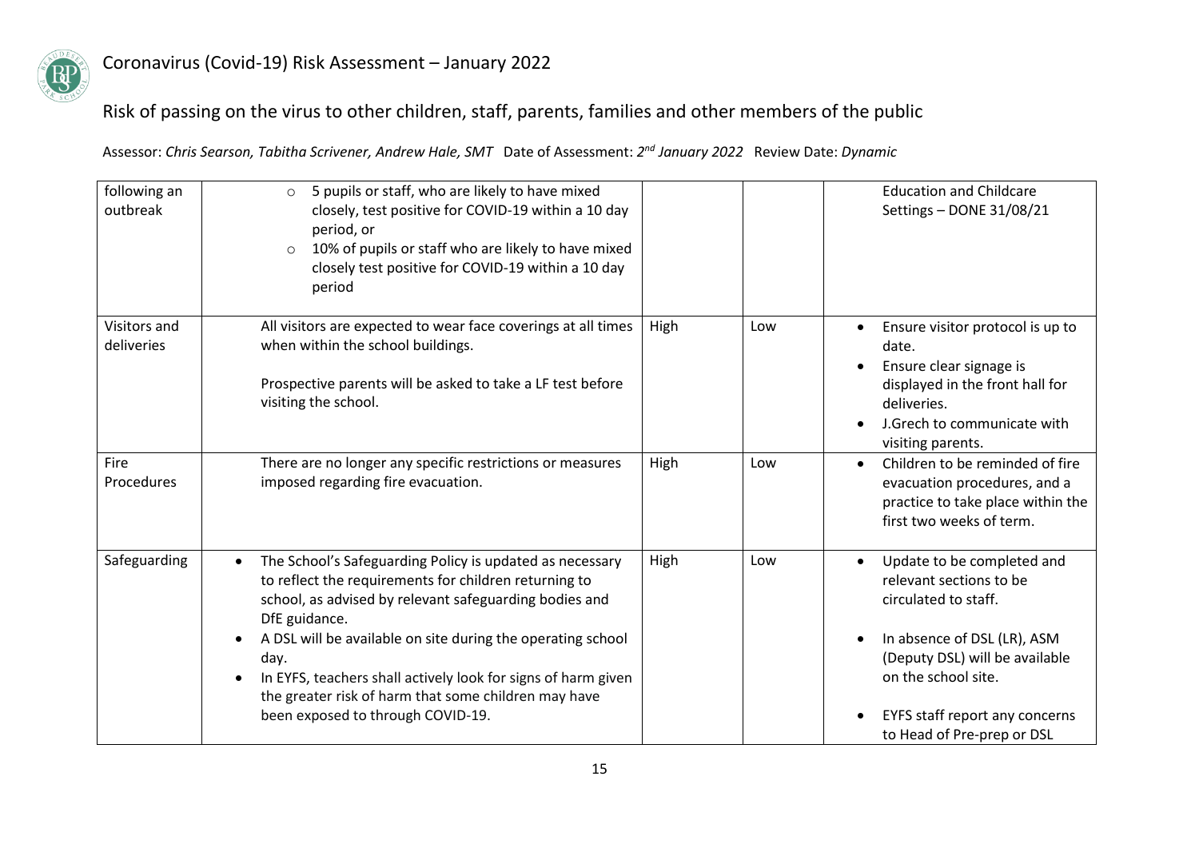# Coronavirus (Covid-19) Risk Assessment – January 2022

## Risk of passing on the virus to other children, staff, parents, families and other members of the public

Assessor: *Chris Searson, Tabitha Scrivener, Andrew Hale, SMT* Date of Assessment: *2nd January 2022* Review Date: *Dynamic*

| | | | | |
|---|---|---|---|---|
| following an outbreak | ○ 5 pupils or staff, who are likely to have mixed closely, test positive for COVID-19 within a 10 day period, or<br>○ 10% of pupils or staff who are likely to have mixed closely test positive for COVID-19 within a 10 day period | | | Education and Childcare Settings – DONE 31/08/21 |
| Visitors and deliveries | All visitors are expected to wear face coverings at all times when within the school buildings.<br><br>Prospective parents will be asked to take a LF test before visiting the school. | High | Low | • Ensure visitor protocol is up to date.<br>• Ensure clear signage is displayed in the front hall for deliveries.<br>• J.Grech to communicate with visiting parents. |
| Fire Procedures | There are no longer any specific restrictions or measures imposed regarding fire evacuation. | High | Low | • Children to be reminded of fire evacuation procedures, and a practice to take place within the first two weeks of term. |
| Safeguarding | • The School's Safeguarding Policy is updated as necessary to reflect the requirements for children returning to school, as advised by relevant safeguarding bodies and DfE guidance.<br>• A DSL will be available on site during the operating school day.<br>• In EYFS, teachers shall actively look for signs of harm given the greater risk of harm that some children may have been exposed to through COVID-19. | High | Low | • Update to be completed and relevant sections to be circulated to staff.<br>• In absence of DSL (LR), ASM (Deputy DSL) will be available on the school site.<br>• EYFS staff report any concerns to Head of Pre-prep or DSL |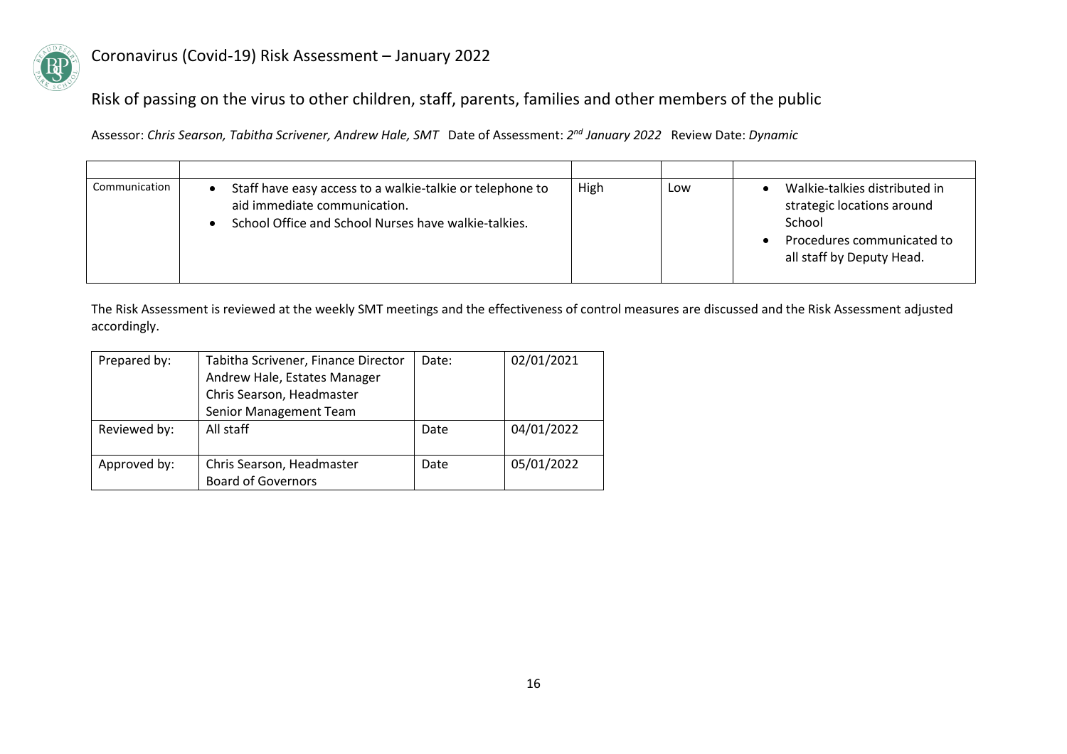# Coronavirus (Covid-19) Risk Assessment – January 2022

## Risk of passing on the virus to other children, staff, parents, families and other members of the public

Assessor: *Chris Searson, Tabitha Scrivener, Andrew Hale, SMT* Date of Assessment: *2nd January 2022* Review Date: *Dynamic*

| | | | | |
|---|---|---|---|---|
| Communication | • Staff have easy access to a walkie-talkie or telephone to aid immediate communication.<br>• School Office and School Nurses have walkie-talkies. | High | Low | • Walkie-talkies distributed in strategic locations around School<br>• Procedures communicated to all staff by Deputy Head. |

The Risk Assessment is reviewed at the weekly SMT meetings and the effectiveness of control measures are discussed and the Risk Assessment adjusted accordingly.

| | | | |
|---|---|---|---|
| Prepared by: | Tabitha Scrivener, Finance Director<br>Andrew Hale, Estates Manager<br>Chris Searson, Headmaster<br>Senior Management Team | Date: | 02/01/2021 |
| Reviewed by: | All staff | Date | 04/01/2022 |
| Approved by: | Chris Searson, Headmaster<br>Board of Governors | Date | 05/01/2022 |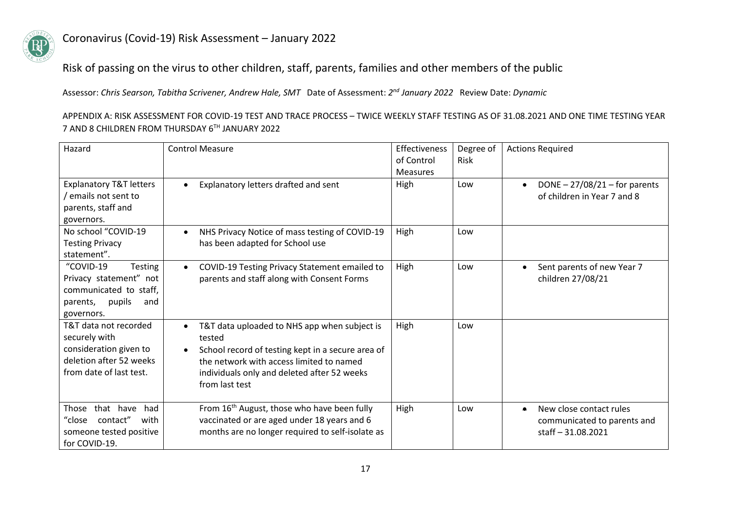# Coronavirus (Covid-19) Risk Assessment – January 2022

## Risk of passing on the virus to other children, staff, parents, families and other members of the public

Assessor: *Chris Searson, Tabitha Scrivener, Andrew Hale, SMT* Date of Assessment: *2nd January 2022* Review Date: *Dynamic*

APPENDIX A: RISK ASSESSMENT FOR COVID-19 TEST AND TRACE PROCESS – TWICE WEEKLY STAFF TESTING AS OF 31.08.2021 AND ONE TIME TESTING YEAR 7 AND 8 CHILDREN FROM THURSDAY 6TH JANUARY 2022

| Hazard | Control Measure | Effectiveness of Control Measures | Degree of Risk | Actions Required |
|---|---|---|---|---|
| Explanatory T&T letters / emails not sent to parents, staff and governors. | • Explanatory letters drafted and sent | High | Low | • DONE – 27/08/21 – for parents of children in Year 7 and 8 |
| No school "COVID-19 Testing Privacy statement". | • NHS Privacy Notice of mass testing of COVID-19 has been adapted for School use | High | Low | |
| "COVID-19 Testing Privacy statement" not communicated to staff, parents, pupils and governors. | • COVID-19 Testing Privacy Statement emailed to parents and staff along with Consent Forms | High | Low | • Sent parents of new Year 7 children 27/08/21 |
| T&T data not recorded securely with consideration given to deletion after 52 weeks from date of last test. | • T&T data uploaded to NHS app when subject is tested<br>• School record of testing kept in a secure area of the network with access limited to named individuals only and deleted after 52 weeks from last test | High | Low | |
| Those that have had "close contact" with someone tested positive for COVID-19. | From 16th August, those who have been fully vaccinated or are aged under 18 years and 6 months are no longer required to self-isolate as | High | Low | • New close contact rules communicated to parents and staff – 31.08.2021 |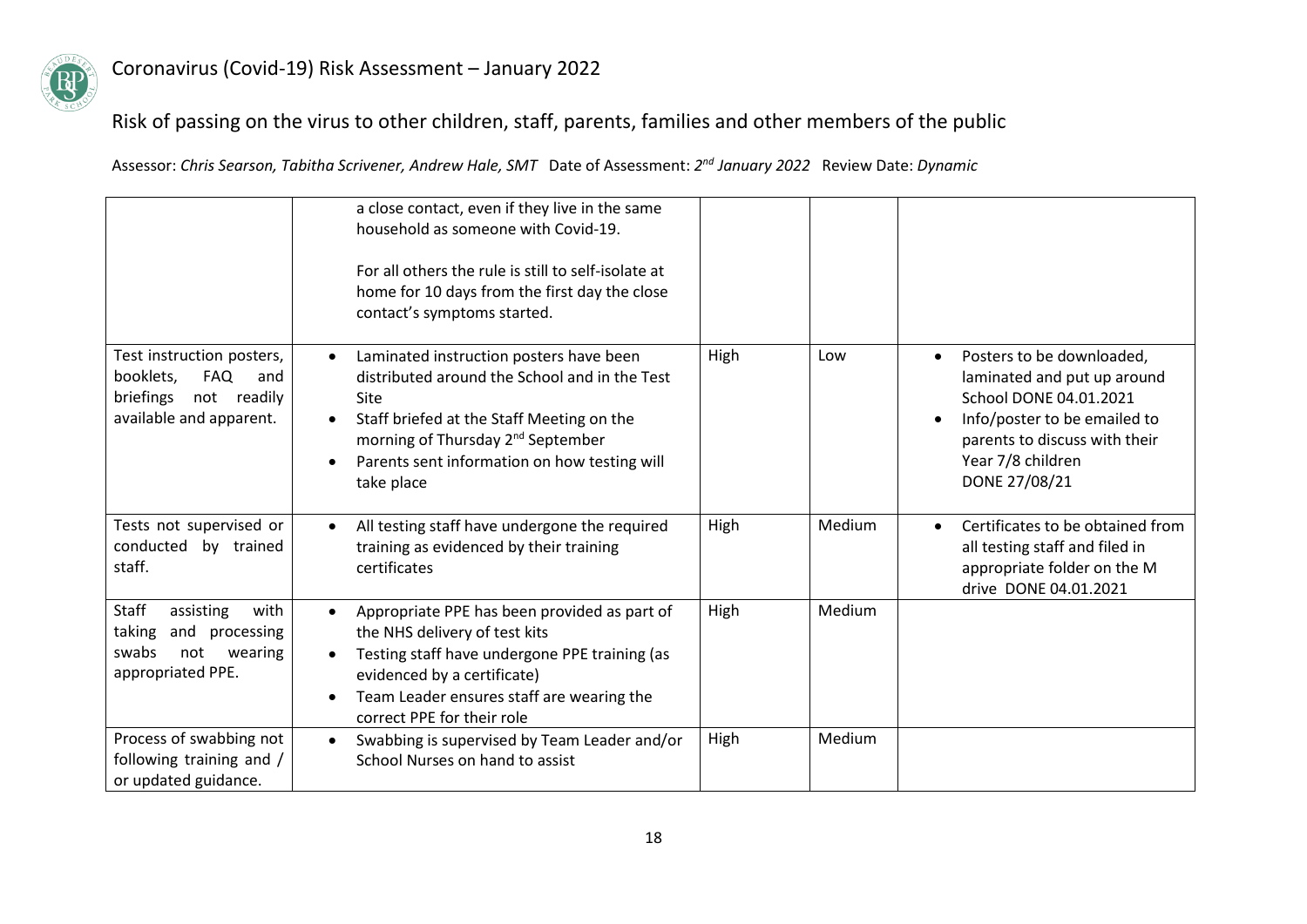# Coronavirus (Covid-19) Risk Assessment – January 2022

## Risk of passing on the virus to other children, staff, parents, families and other members of the public

Assessor: *Chris Searson, Tabitha Scrivener, Andrew Hale, SMT* Date of Assessment: *2nd January 2022* Review Date: *Dynamic*

| | | | | |
|---|---|---|---|---|
| | a close contact, even if they live in the same household as someone with Covid-19.<br><br>For all others the rule is still to self-isolate at home for 10 days from the first day the close contact's symptoms started. | | | |
| Test instruction posters, booklets, FAQ and briefings not readily available and apparent. | • Laminated instruction posters have been distributed around the School and in the Test Site<br>• Staff briefed at the Staff Meeting on the morning of Thursday 2nd September<br>• Parents sent information on how testing will take place | High | Low | • Posters to be downloaded, laminated and put up around School DONE 04.01.2021<br>• Info/poster to be emailed to parents to discuss with their Year 7/8 children DONE 27/08/21 |
| Tests not supervised or conducted by trained staff. | • All testing staff have undergone the required training as evidenced by their training certificates | High | Medium | • Certificates to be obtained from all testing staff and filed in appropriate folder on the M drive DONE 04.01.2021 |
| Staff assisting with taking and processing swabs not wearing appropriated PPE. | • Appropriate PPE has been provided as part of the NHS delivery of test kits<br>• Testing staff have undergone PPE training (as evidenced by a certificate)<br>• Team Leader ensures staff are wearing the correct PPE for their role | High | Medium | |
| Process of swabbing not following training and / or updated guidance. | • Swabbing is supervised by Team Leader and/or School Nurses on hand to assist | High | Medium | |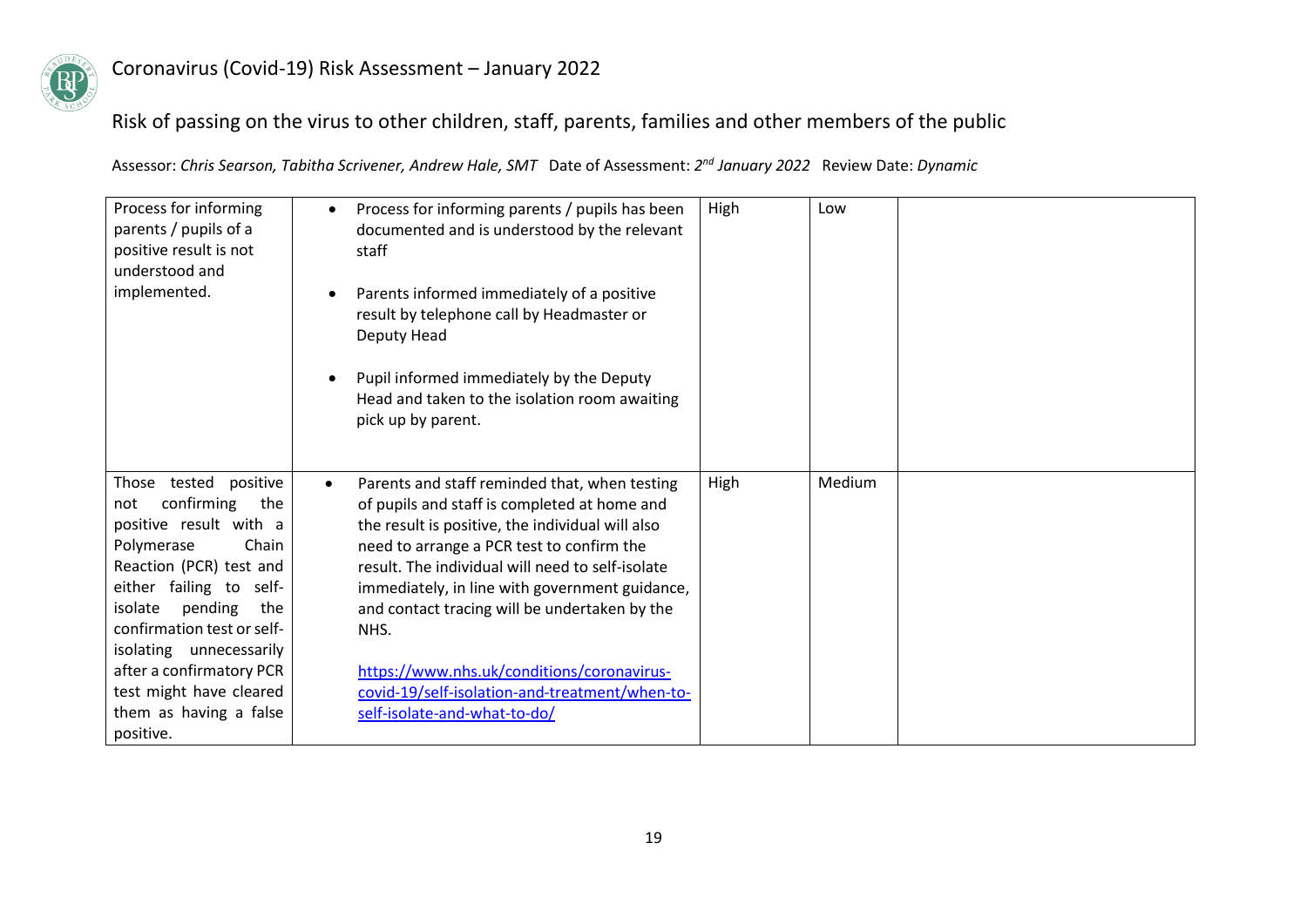# Coronavirus (Covid-19) Risk Assessment – January 2022

## Risk of passing on the virus to other children, staff, parents, families and other members of the public

Assessor: *Chris Searson, Tabitha Scrivener, Andrew Hale, SMT* Date of Assessment: *2nd January 2022* Review Date: *Dynamic*

| | | | | |
|---|---|---|---|---|
| Process for informing parents / pupils of a positive result is not understood and implemented. | • Process for informing parents / pupils has been documented and is understood by the relevant staff<br><br>• Parents informed immediately of a positive result by telephone call by Headmaster or Deputy Head<br><br>• Pupil informed immediately by the Deputy Head and taken to the isolation room awaiting pick up by parent. | High | Low | |
| Those tested positive not confirming the positive result with a Polymerase Chain Reaction (PCR) test and either failing to self-isolate pending the confirmation test or self-isolating unnecessarily after a confirmatory PCR test might have cleared them as having a false positive. | • Parents and staff reminded that, when testing of pupils and staff is completed at home and the result is positive, the individual will also need to arrange a PCR test to confirm the result. The individual will need to self-isolate immediately, in line with government guidance, and contact tracing will be undertaken by the NHS.<br><br>https://www.nhs.uk/conditions/coronavirus-covid-19/self-isolation-and-treatment/when-to-self-isolate-and-what-to-do/ | High | Medium | |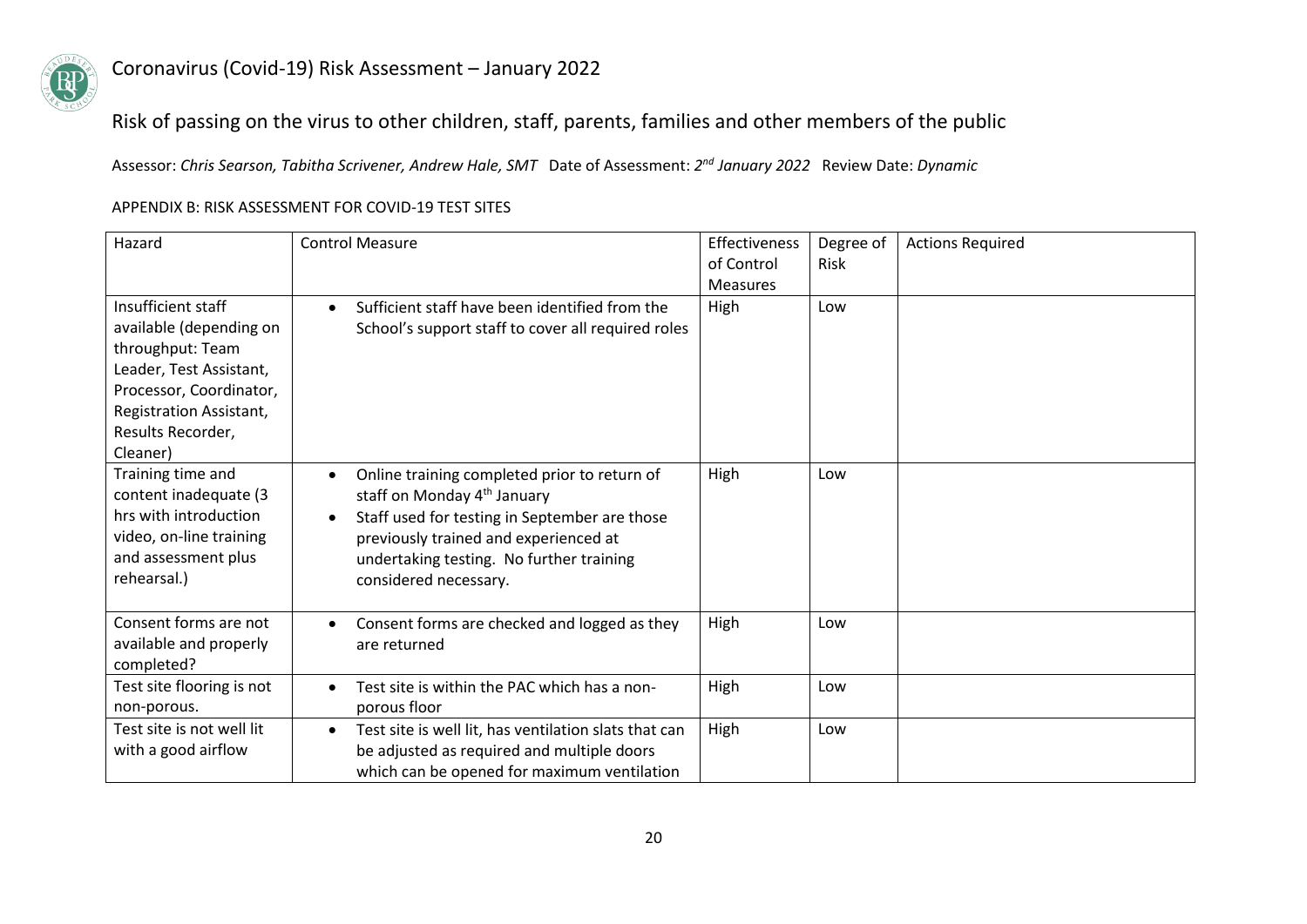# Coronavirus (Covid-19) Risk Assessment – January 2022

## Risk of passing on the virus to other children, staff, parents, families and other members of the public

Assessor: *Chris Searson, Tabitha Scrivener, Andrew Hale, SMT* Date of Assessment: *2nd January 2022* Review Date: *Dynamic*

APPENDIX B: RISK ASSESSMENT FOR COVID-19 TEST SITES

| Hazard | Control Measure | Effectiveness of Control Measures | Degree of Risk | Actions Required |
|---|---|---|---|---|
| Insufficient staff available (depending on throughput: Team Leader, Test Assistant, Processor, Coordinator, Registration Assistant, Results Recorder, Cleaner) | • Sufficient staff have been identified from the School's support staff to cover all required roles | High | Low | |
| Training time and content inadequate (3 hrs with introduction video, on-line training and assessment plus rehearsal.) | • Online training completed prior to return of staff on Monday 4th January<br>• Staff used for testing in September are those previously trained and experienced at undertaking testing. No further training considered necessary. | High | Low | |
| Consent forms are not available and properly completed? | • Consent forms are checked and logged as they are returned | High | Low | |
| Test site flooring is not non-porous. | • Test site is within the PAC which has a non-porous floor | High | Low | |
| Test site is not well lit with a good airflow | • Test site is well lit, has ventilation slats that can be adjusted as required and multiple doors which can be opened for maximum ventilation | High | Low | |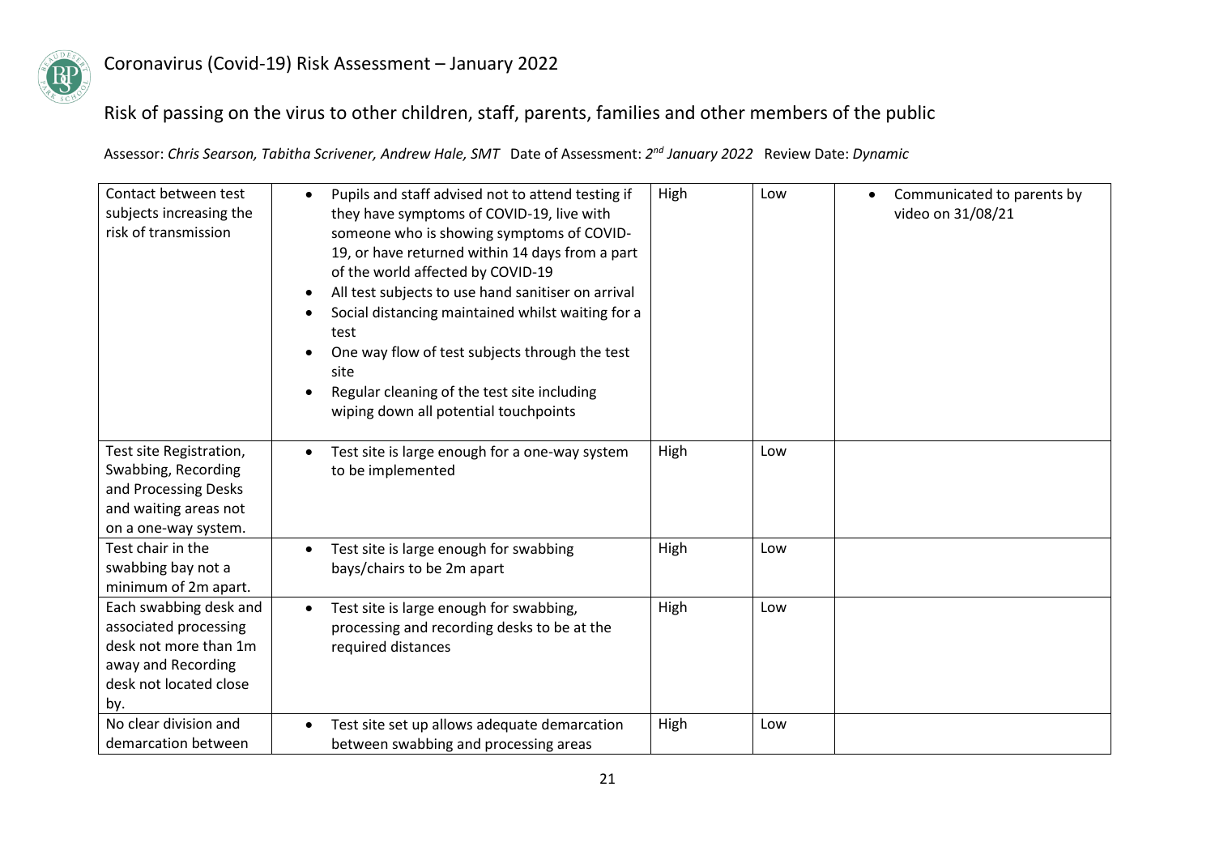# Coronavirus (Covid-19) Risk Assessment – January 2022

## Risk of passing on the virus to other children, staff, parents, families and other members of the public

Assessor: *Chris Searson, Tabitha Scrivener, Andrew Hale, SMT* Date of Assessment: *2nd January 2022* Review Date: *Dynamic*

| | | | | |
|---|---|---|---|---|
| Contact between test subjects increasing the risk of transmission | • Pupils and staff advised not to attend testing if they have symptoms of COVID-19, live with someone who is showing symptoms of COVID-19, or have returned within 14 days from a part of the world affected by COVID-19<br>• All test subjects to use hand sanitiser on arrival<br>• Social distancing maintained whilst waiting for a test<br>• One way flow of test subjects through the test site<br>• Regular cleaning of the test site including wiping down all potential touchpoints | High | Low | • Communicated to parents by video on 31/08/21 |
| Test site Registration, Swabbing, Recording and Processing Desks and waiting areas not on a one-way system. | • Test site is large enough for a one-way system to be implemented | High | Low | |
| Test chair in the swabbing bay not a minimum of 2m apart. | • Test site is large enough for swabbing bays/chairs to be 2m apart | High | Low | |
| Each swabbing desk and associated processing desk not more than 1m away and Recording desk not located close by. | • Test site is large enough for swabbing, processing and recording desks to be at the required distances | High | Low | |
| No clear division and demarcation between | • Test site set up allows adequate demarcation between swabbing and processing areas | High | Low | |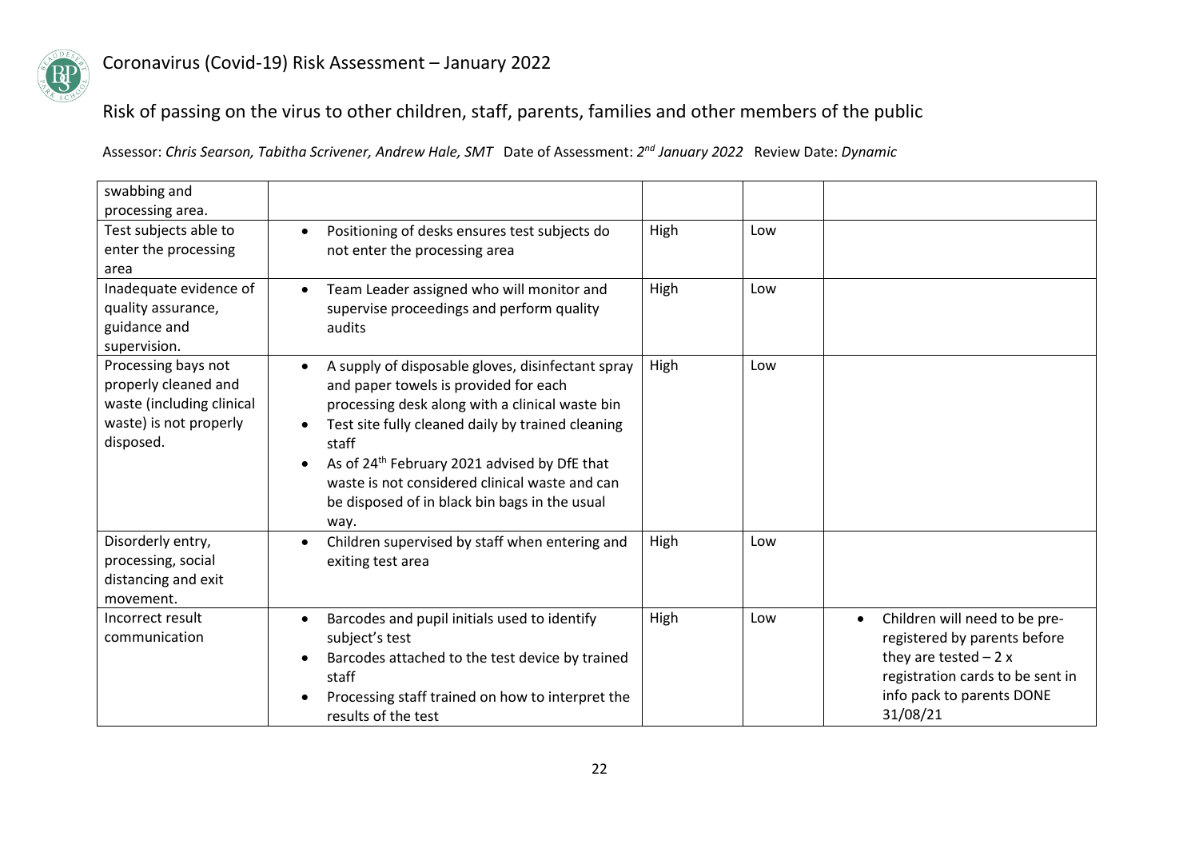# Coronavirus (Covid-19) Risk Assessment – January 2022

## Risk of passing on the virus to other children, staff, parents, families and other members of the public

Assessor: *Chris Searson, Tabitha Scrivener, Andrew Hale, SMT* Date of Assessment: *2nd January 2022* Review Date: *Dynamic*

| | | | | |
|---|---|---|---|---|
| swabbing and processing area. | | | | |
| Test subjects able to enter the processing area | • Positioning of desks ensures test subjects do not enter the processing area | High | Low | |
| Inadequate evidence of quality assurance, guidance and supervision. | • Team Leader assigned who will monitor and supervise proceedings and perform quality audits | High | Low | |
| Processing bays not properly cleaned and waste (including clinical waste) is not properly disposed. | • A supply of disposable gloves, disinfectant spray and paper towels is provided for each processing desk along with a clinical waste bin<br>• Test site fully cleaned daily by trained cleaning staff<br>• As of 24th February 2021 advised by DfE that waste is not considered clinical waste and can be disposed of in black bin bags in the usual way. | High | Low | |
| Disorderly entry, processing, social distancing and exit movement. | • Children supervised by staff when entering and exiting test area | High | Low | |
| Incorrect result communication | • Barcodes and pupil initials used to identify subject's test<br>• Barcodes attached to the test device by trained staff<br>• Processing staff trained on how to interpret the results of the test | High | Low | • Children will need to be pre-registered by parents before they are tested – 2 x registration cards to be sent in info pack to parents DONE 31/08/21 |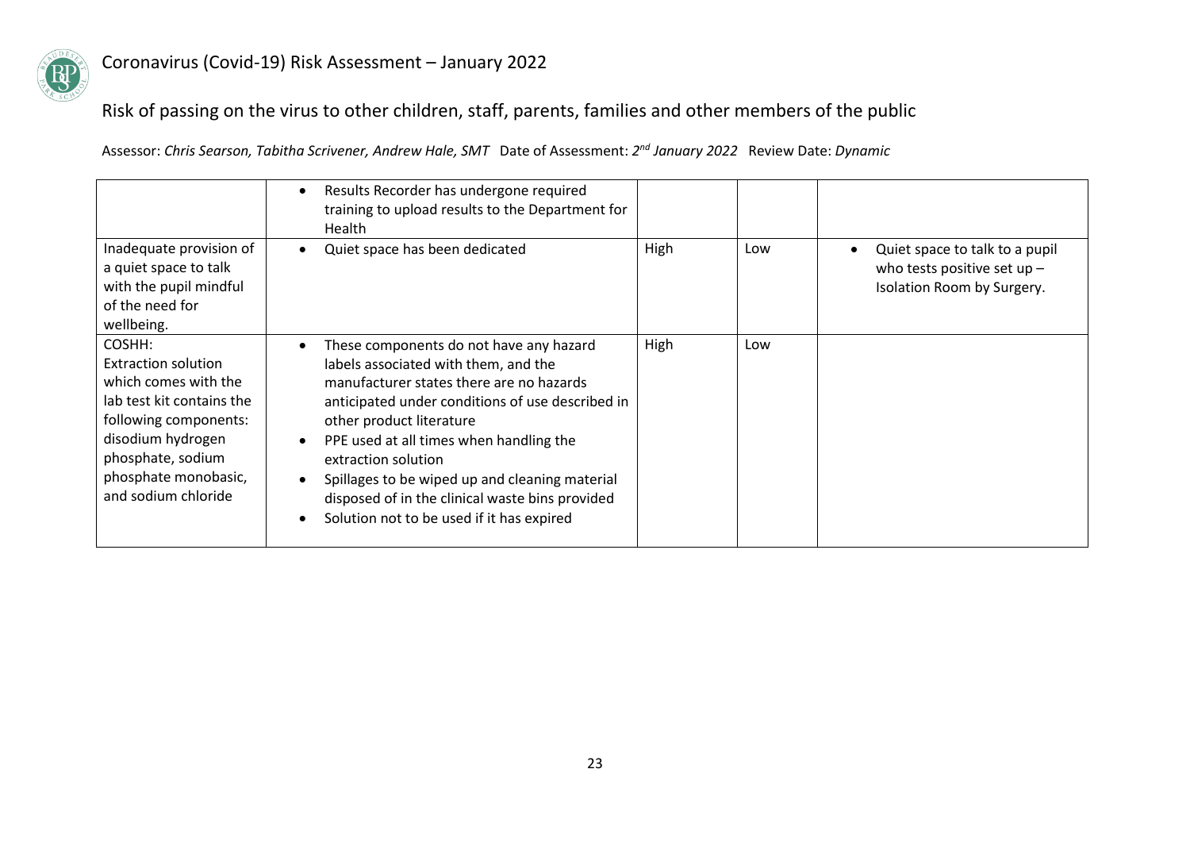# Coronavirus (Covid-19) Risk Assessment – January 2022

## Risk of passing on the virus to other children, staff, parents, families and other members of the public

Assessor: *Chris Searson, Tabitha Scrivener, Andrew Hale, SMT* Date of Assessment: *2nd January 2022* Review Date: *Dynamic*

| | | | | |
|---|---|---|---|---|
| | • Results Recorder has undergone required training to upload results to the Department for Health | | | |
| Inadequate provision of a quiet space to talk with the pupil mindful of the need for wellbeing. | • Quiet space has been dedicated | High | Low | • Quiet space to talk to a pupil who tests positive set up – Isolation Room by Surgery. |
| COSHH: Extraction solution which comes with the lab test kit contains the following components: disodium hydrogen phosphate, sodium phosphate monobasic, and sodium chloride | • These components do not have any hazard labels associated with them, and the manufacturer states there are no hazards anticipated under conditions of use described in other product literature<br>• PPE used at all times when handling the extraction solution<br>• Spillages to be wiped up and cleaning material disposed of in the clinical waste bins provided<br>• Solution not to be used if it has expired | High | Low | |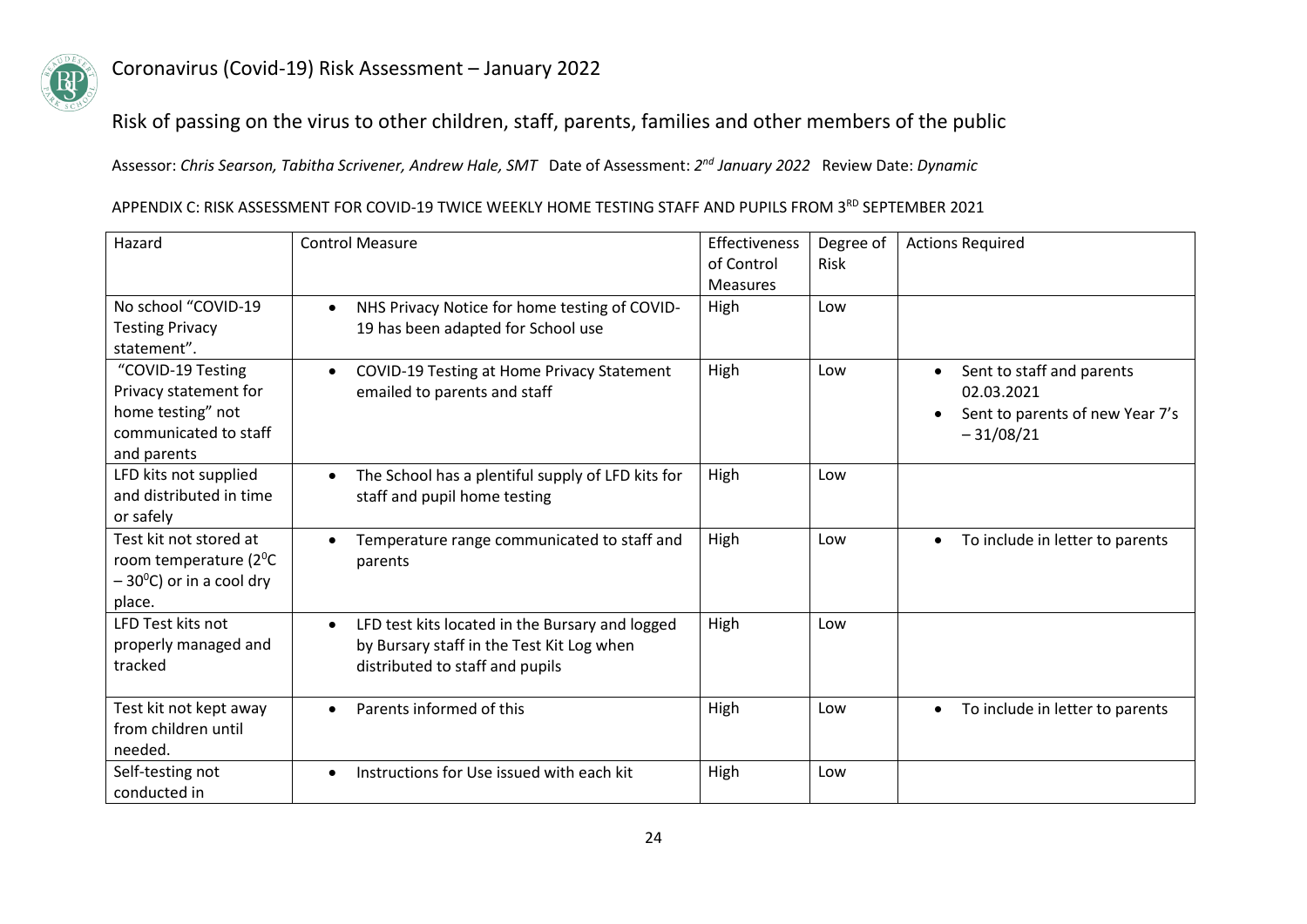# Coronavirus (Covid-19) Risk Assessment – January 2022

## Risk of passing on the virus to other children, staff, parents, families and other members of the public

Assessor: *Chris Searson, Tabitha Scrivener, Andrew Hale, SMT* Date of Assessment: *2nd January 2022* Review Date: *Dynamic*

APPENDIX C: RISK ASSESSMENT FOR COVID-19 TWICE WEEKLY HOME TESTING STAFF AND PUPILS FROM 3RD SEPTEMBER 2021

| Hazard | Control Measure | Effectiveness of Control Measures | Degree of Risk | Actions Required |
|---|---|---|---|---|
| No school "COVID-19 Testing Privacy statement". | • NHS Privacy Notice for home testing of COVID-19 has been adapted for School use | High | Low | |
| "COVID-19 Testing Privacy statement for home testing" not communicated to staff and parents | • COVID-19 Testing at Home Privacy Statement emailed to parents and staff | High | Low | • Sent to staff and parents 02.03.2021<br>• Sent to parents of new Year 7's – 31/08/21 |
| LFD kits not supplied and distributed in time or safely | • The School has a plentiful supply of LFD kits for staff and pupil home testing | High | Low | |
| Test kit not stored at room temperature ($2^0$C – $30^0$C) or in a cool dry place. | • Temperature range communicated to staff and parents | High | Low | • To include in letter to parents |
| LFD Test kits not properly managed and tracked | • LFD test kits located in the Bursary and logged by Bursary staff in the Test Kit Log when distributed to staff and pupils | High | Low | |
| Test kit not kept away from children until needed. | • Parents informed of this | High | Low | • To include in letter to parents |
| Self-testing not conducted in | • Instructions for Use issued with each kit | High | Low | |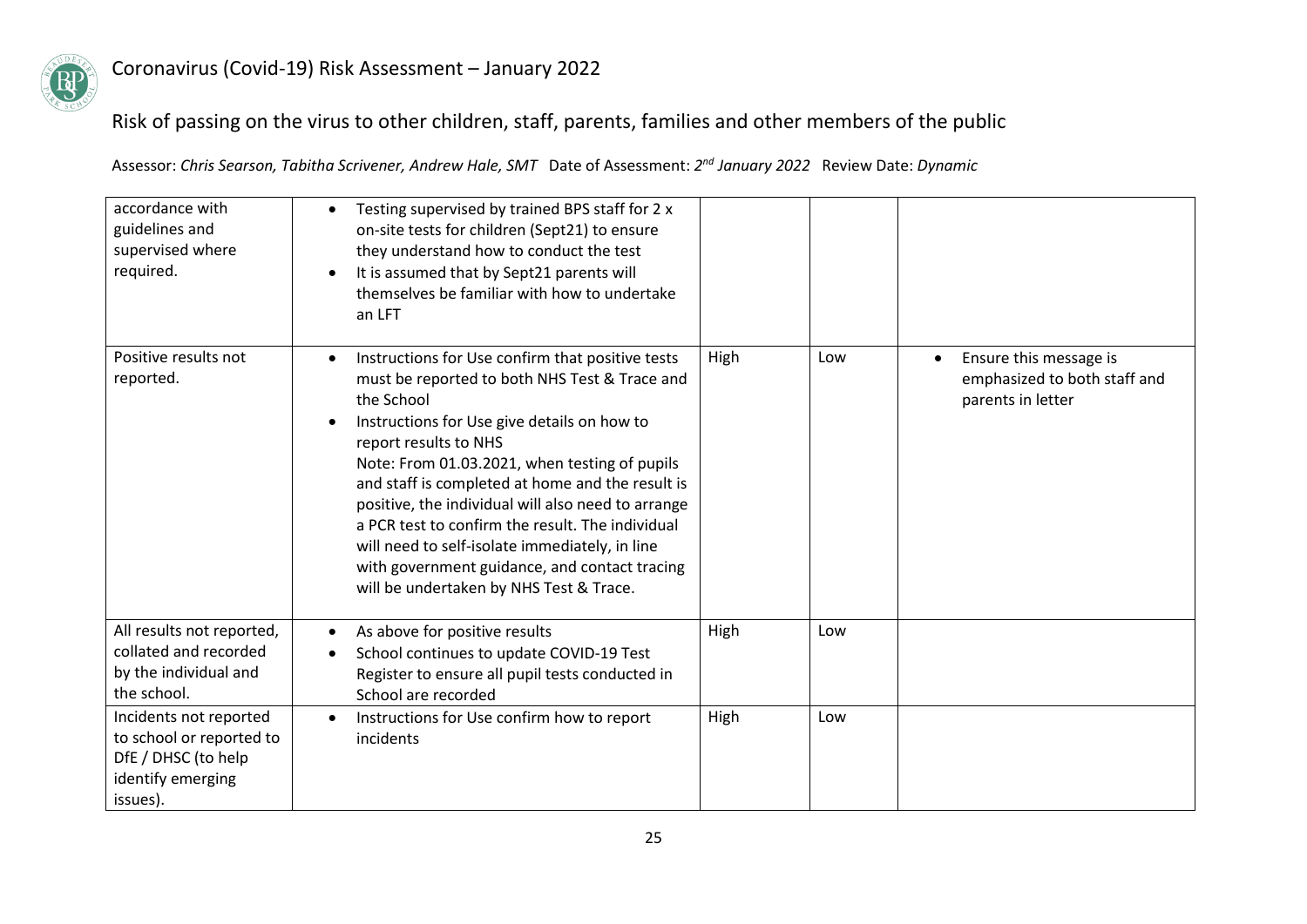# Coronavirus (Covid-19) Risk Assessment – January 2022

## Risk of passing on the virus to other children, staff, parents, families and other members of the public

Assessor: *Chris Searson, Tabitha Scrivener, Andrew Hale, SMT* Date of Assessment: *2nd January 2022* Review Date: *Dynamic*

| | | | | |
|---|---|---|---|---|
| accordance with guidelines and supervised where required. | • Testing supervised by trained BPS staff for 2 x on-site tests for children (Sept21) to ensure they understand how to conduct the test<br>• It is assumed that by Sept21 parents will themselves be familiar with how to undertake an LFT | | | |
| Positive results not reported. | • Instructions for Use confirm that positive tests must be reported to both NHS Test & Trace and the School<br>• Instructions for Use give details on how to report results to NHS<br>Note: From 01.03.2021, when testing of pupils and staff is completed at home and the result is positive, the individual will also need to arrange a PCR test to confirm the result. The individual will need to self-isolate immediately, in line with government guidance, and contact tracing will be undertaken by NHS Test & Trace. | High | Low | • Ensure this message is emphasized to both staff and parents in letter |
| All results not reported, collated and recorded by the individual and the school. | • As above for positive results<br>• School continues to update COVID-19 Test Register to ensure all pupil tests conducted in School are recorded | High | Low | |
| Incidents not reported to school or reported to DfE / DHSC (to help identify emerging issues). | • Instructions for Use confirm how to report incidents | High | Low | |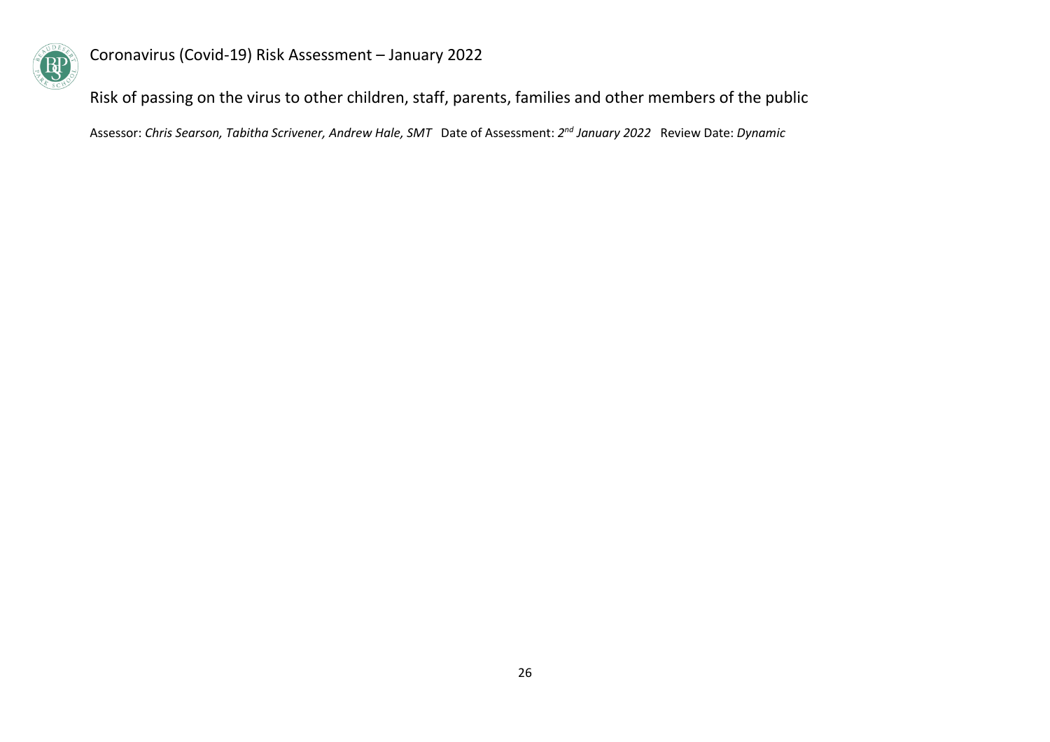# Coronavirus (Covid-19) Risk Assessment – January 2022

## Risk of passing on the virus to other children, staff, parents, families and other members of the public

Assessor: *Chris Searson, Tabitha Scrivener, Andrew Hale, SMT* Date of Assessment: *2nd January 2022* Review Date: *Dynamic*